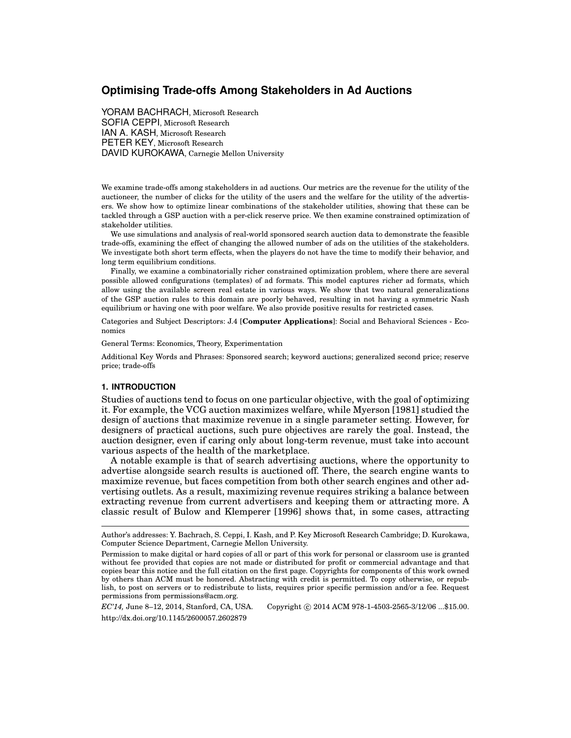# Optimising Trade-offs Among Stakeholders in Ad Auctions

YORAM BACHRACH, Microsoft Research
SOFIA CEPPI, Microsoft Research
IAN A. KASH, Microsoft Research
PETER KEY, Microsoft Research
DAVID KUROKAWA, Carnegie Mellon University

We examine trade-offs among stakeholders in ad auctions. Our metrics are the revenue for the utility of the auctioneer, the number of clicks for the utility of the users and the welfare for the utility of the advertisers. We show how to optimize linear combinations of the stakeholder utilities, showing that these can be tackled through a GSP auction with a per-click reserve price. We then examine constrained optimization of stakeholder utilities.

We use simulations and analysis of real-world sponsored search auction data to demonstrate the feasible trade-offs, examining the effect of changing the allowed number of ads on the utilities of the stakeholders. We investigate both short term effects, when the players do not have the time to modify their behavior, and long term equilibrium conditions.

Finally, we examine a combinatorially richer constrained optimization problem, where there are several possible allowed configurations (templates) of ad formats. This model captures richer ad formats, which allow using the available screen real estate in various ways. We show that two natural generalizations of the GSP auction rules to this domain are poorly behaved, resulting in not having a symmetric Nash equilibrium or having one with poor welfare. We also provide positive results for restricted cases.

Categories and Subject Descriptors: J.4 [**Computer Applications**]: Social and Behavioral Sciences - Economics

General Terms: Economics, Theory, Experimentation

Additional Key Words and Phrases: Sponsored search; keyword auctions; generalized second price; reserve price; trade-offs

## 1. INTRODUCTION

Studies of auctions tend to focus on one particular objective, with the goal of optimizing it. For example, the VCG auction maximizes welfare, while Myerson [1981] studied the design of auctions that maximize revenue in a single parameter setting. However, for designers of practical auctions, such pure objectives are rarely the goal. Instead, the auction designer, even if caring only about long-term revenue, must take into account various aspects of the health of the marketplace.

A notable example is that of search advertising auctions, where the opportunity to advertise alongside search results is auctioned off. There, the search engine wants to maximize revenue, but faces competition from both other search engines and other advertising outlets. As a result, maximizing revenue requires striking a balance between extracting revenue from current advertisers and keeping them or attracting more. A classic result of Bulow and Klemperer [1996] shows that, in some cases, attracting

---

Author's addresses: Y. Bachrach, S. Ceppi, I. Kash, and P. Key Microsoft Research Cambridge; D. Kurokawa, Computer Science Department, Carnegie Mellon University.

Permission to make digital or hard copies of all or part of this work for personal or classroom use is granted without fee provided that copies are not made or distributed for profit or commercial advantage and that copies bear this notice and the full citation on the first page. Copyrights for components of this work owned by others than ACM must be honored. Abstracting with credit is permitted. To copy otherwise, or republish, to post on servers or to redistribute to lists, requires prior specific permission and/or a fee. Request permissions from permissions@acm.org.

*EC'14,* June 8–12, 2014, Stanford, CA, USA. Copyright © 2014 ACM 978-1-4503-2565-3/12/06 ...$15.00.
http://dx.doi.org/10.1145/2600057.2602879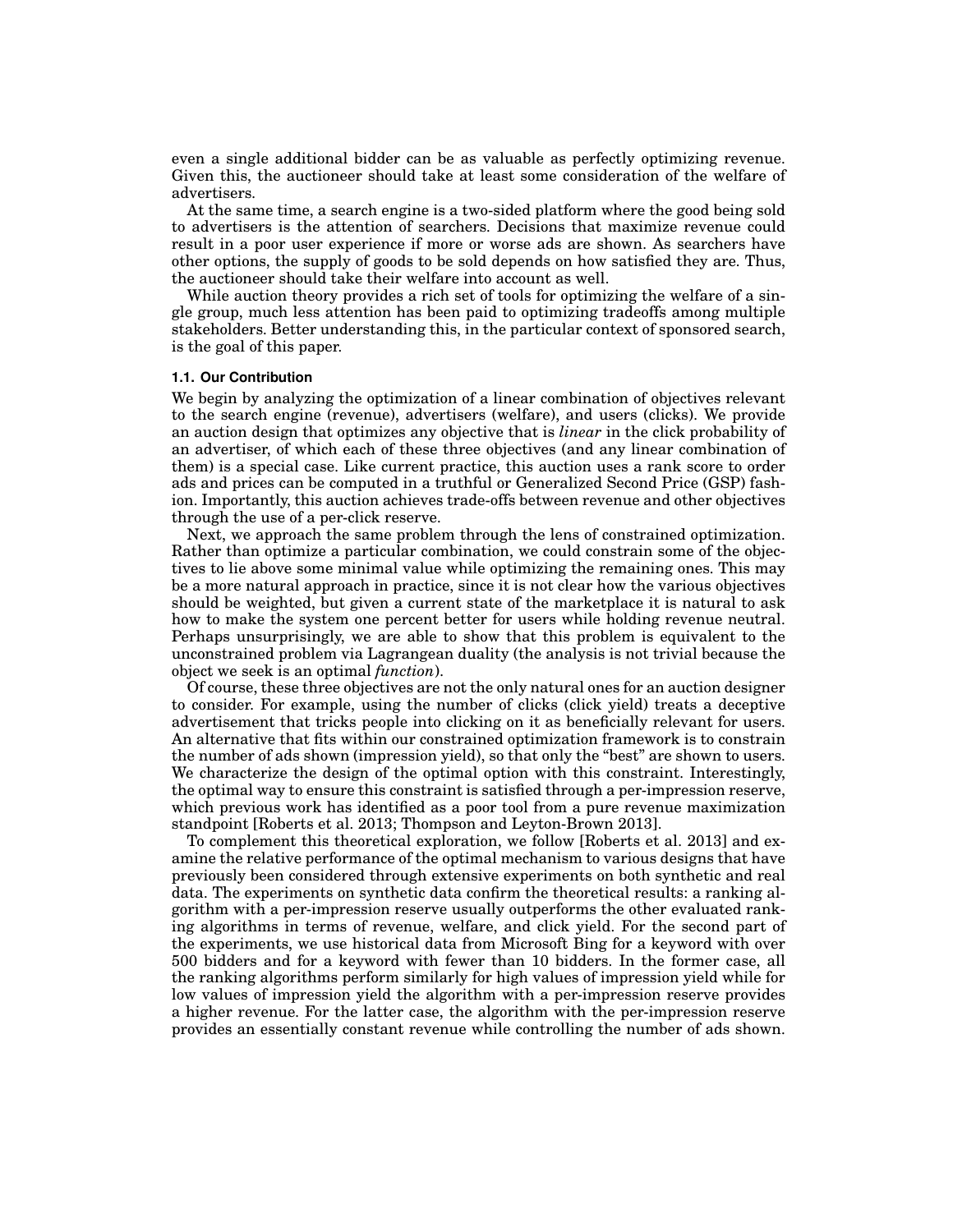even a single additional bidder can be as valuable as perfectly optimizing revenue. Given this, the auctioneer should take at least some consideration of the welfare of advertisers.

At the same time, a search engine is a two-sided platform where the good being sold to advertisers is the attention of searchers. Decisions that maximize revenue could result in a poor user experience if more or worse ads are shown. As searchers have other options, the supply of goods to be sold depends on how satisfied they are. Thus, the auctioneer should take their welfare into account as well.

While auction theory provides a rich set of tools for optimizing the welfare of a single group, much less attention has been paid to optimizing tradeoffs among multiple stakeholders. Better understanding this, in the particular context of sponsored search, is the goal of this paper.

### 1.1. Our Contribution

We begin by analyzing the optimization of a linear combination of objectives relevant to the search engine (revenue), advertisers (welfare), and users (clicks). We provide an auction design that optimizes any objective that is *linear* in the click probability of an advertiser, of which each of these three objectives (and any linear combination of them) is a special case. Like current practice, this auction uses a rank score to order ads and prices can be computed in a truthful or Generalized Second Price (GSP) fashion. Importantly, this auction achieves trade-offs between revenue and other objectives through the use of a per-click reserve.

Next, we approach the same problem through the lens of constrained optimization. Rather than optimize a particular combination, we could constrain some of the objectives to lie above some minimal value while optimizing the remaining ones. This may be a more natural approach in practice, since it is not clear how the various objectives should be weighted, but given a current state of the marketplace it is natural to ask how to make the system one percent better for users while holding revenue neutral. Perhaps unsurprisingly, we are able to show that this problem is equivalent to the unconstrained problem via Lagrangean duality (the analysis is not trivial because the object we seek is an optimal *function*).

Of course, these three objectives are not the only natural ones for an auction designer to consider. For example, using the number of clicks (click yield) treats a deceptive advertisement that tricks people into clicking on it as beneficially relevant for users. An alternative that fits within our constrained optimization framework is to constrain the number of ads shown (impression yield), so that only the "best" are shown to users. We characterize the design of the optimal option with this constraint. Interestingly, the optimal way to ensure this constraint is satisfied through a per-impression reserve, which previous work has identified as a poor tool from a pure revenue maximization standpoint [Roberts et al. 2013; Thompson and Leyton-Brown 2013].

To complement this theoretical exploration, we follow [Roberts et al. 2013] and examine the relative performance of the optimal mechanism to various designs that have previously been considered through extensive experiments on both synthetic and real data. The experiments on synthetic data confirm the theoretical results: a ranking algorithm with a per-impression reserve usually outperforms the other evaluated ranking algorithms in terms of revenue, welfare, and click yield. For the second part of the experiments, we use historical data from Microsoft Bing for a keyword with over 500 bidders and for a keyword with fewer than 10 bidders. In the former case, all the ranking algorithms perform similarly for high values of impression yield while for low values of impression yield the algorithm with a per-impression reserve provides a higher revenue. For the latter case, the algorithm with the per-impression reserve provides an essentially constant revenue while controlling the number of ads shown.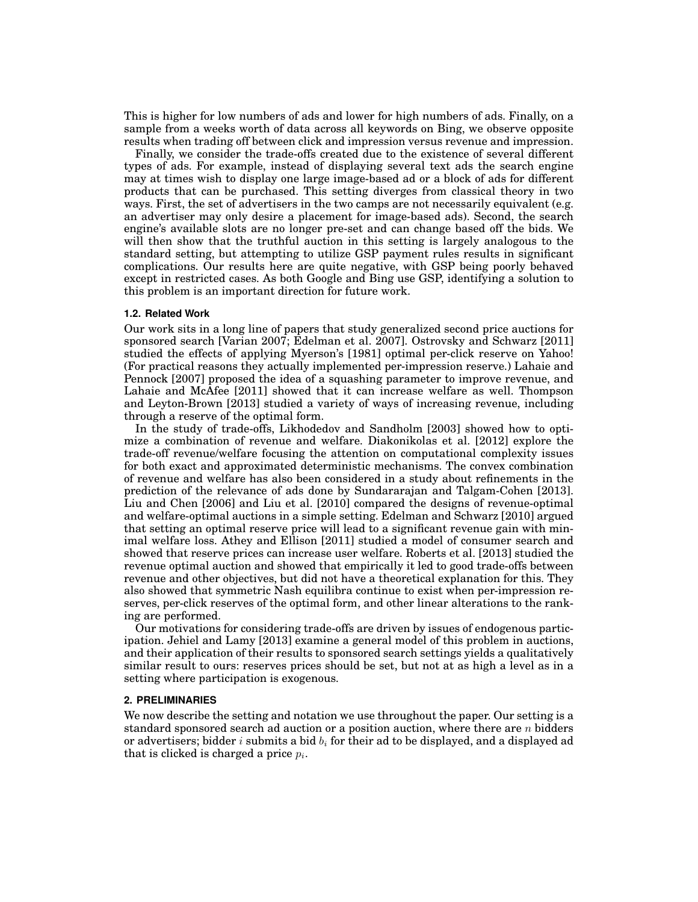This is higher for low numbers of ads and lower for high numbers of ads. Finally, on a sample from a weeks worth of data across all keywords on Bing, we observe opposite results when trading off between click and impression versus revenue and impression.

Finally, we consider the trade-offs created due to the existence of several different types of ads. For example, instead of displaying several text ads the search engine may at times wish to display one large image-based ad or a block of ads for different products that can be purchased. This setting diverges from classical theory in two ways. First, the set of advertisers in the two camps are not necessarily equivalent (e.g. an advertiser may only desire a placement for image-based ads). Second, the search engine's available slots are no longer pre-set and can change based off the bids. We will then show that the truthful auction in this setting is largely analogous to the standard setting, but attempting to utilize GSP payment rules results in significant complications. Our results here are quite negative, with GSP being poorly behaved except in restricted cases. As both Google and Bing use GSP, identifying a solution to this problem is an important direction for future work.

### 1.2. Related Work

Our work sits in a long line of papers that study generalized second price auctions for sponsored search [Varian 2007; Edelman et al. 2007]. Ostrovsky and Schwarz [2011] studied the effects of applying Myerson's [1981] optimal per-click reserve on Yahoo! (For practical reasons they actually implemented per-impression reserve.) Lahaie and Pennock [2007] proposed the idea of a squashing parameter to improve revenue, and Lahaie and McAfee [2011] showed that it can increase welfare as well. Thompson and Leyton-Brown [2013] studied a variety of ways of increasing revenue, including through a reserve of the optimal form.

In the study of trade-offs, Likhodedov and Sandholm [2003] showed how to optimize a combination of revenue and welfare. Diakonikolas et al. [2012] explore the trade-off revenue/welfare focusing the attention on computational complexity issues for both exact and approximated deterministic mechanisms. The convex combination of revenue and welfare has also been considered in a study about refinements in the prediction of the relevance of ads done by Sundararajan and Talgam-Cohen [2013]. Liu and Chen [2006] and Liu et al. [2010] compared the designs of revenue-optimal and welfare-optimal auctions in a simple setting. Edelman and Schwarz [2010] argued that setting an optimal reserve price will lead to a significant revenue gain with minimal welfare loss. Athey and Ellison [2011] studied a model of consumer search and showed that reserve prices can increase user welfare. Roberts et al. [2013] studied the revenue optimal auction and showed that empirically it led to good trade-offs between revenue and other objectives, but did not have a theoretical explanation for this. They also showed that symmetric Nash equilibra continue to exist when per-impression reserves, per-click reserves of the optimal form, and other linear alterations to the ranking are performed.

Our motivations for considering trade-offs are driven by issues of endogenous participation. Jehiel and Lamy [2013] examine a general model of this problem in auctions, and their application of their results to sponsored search settings yields a qualitatively similar result to ours: reserves prices should be set, but not at as high a level as in a setting where participation is exogenous.

## 2. PRELIMINARIES

We now describe the setting and notation we use throughout the paper. Our setting is a standard sponsored search ad auction or a position auction, where there are $n$ bidders or advertisers; bidder $i$ submits a bid $b_i$ for their ad to be displayed, and a displayed ad that is clicked is charged a price $p_i$.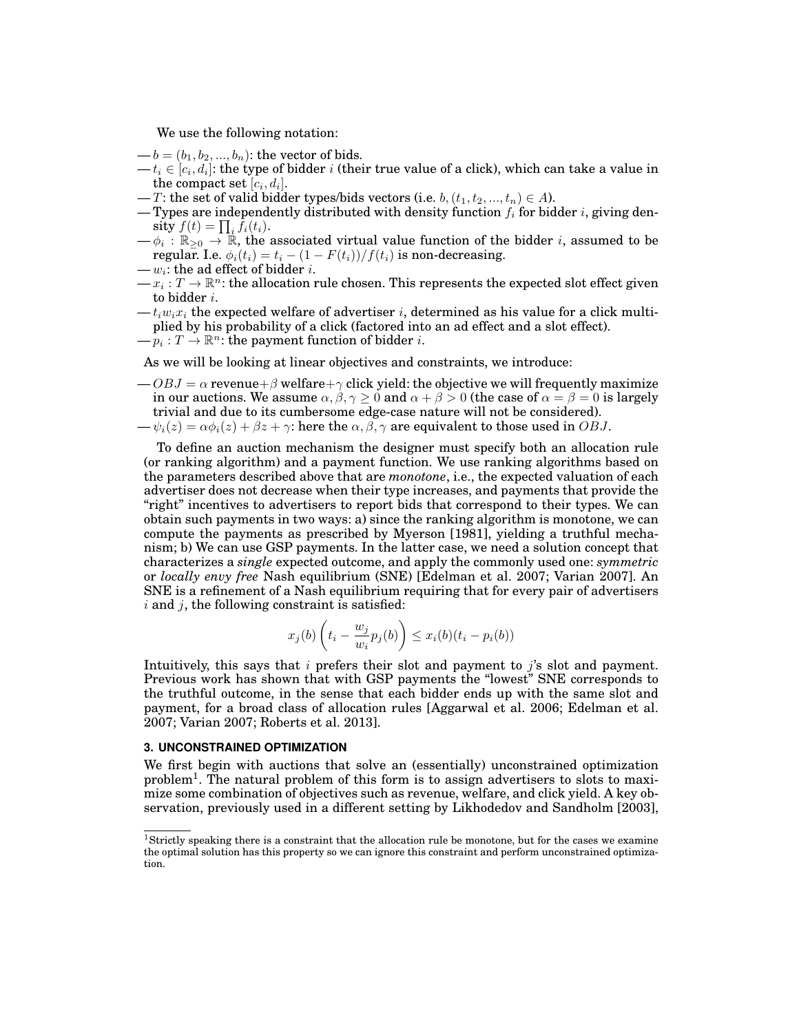We use the following notation:

- $b = (b_1, b_2, ..., b_n)$: the vector of bids.
- $t_i \in [c_i, d_i]$: the type of bidder $i$ (their true value of a click), which can take a value in the compact set $[c_i, d_i]$.
- $T$: the set of valid bidder types/bids vectors (i.e. $b, (t_1, t_2, ..., t_n) \in A$).
- Types are independently distributed with density function $f_i$ for bidder $i$, giving density $f(t) = \prod_i f_i(t_i)$.
- $\phi_i : \mathbb{R}_{\geq 0} \to \mathbb{R}$, the associated virtual value function of the bidder $i$, assumed to be regular. I.e. $\phi_i(t_i) = t_i - (1 - F(t_i))/f(t_i)$ is non-decreasing.
- $w_i$: the ad effect of bidder $i$.
- $x_i : T \to \mathbb{R}^n$: the allocation rule chosen. This represents the expected slot effect given to bidder $i$.
- $t_i w_i x_i$ the expected welfare of advertiser $i$, determined as his value for a click multiplied by his probability of a click (factored into an ad effect and a slot effect).
- $p_i : T \to \mathbb{R}^n$: the payment function of bidder $i$.

As we will be looking at linear objectives and constraints, we introduce:

- $OBJ = \alpha$ revenue$+\beta$ welfare$+\gamma$ click yield: the objective we will frequently maximize in our auctions. We assume $\alpha, \beta, \gamma \geq 0$ and $\alpha + \beta > 0$ (the case of $\alpha = \beta = 0$ is largely trivial and due to its cumbersome edge-case nature will not be considered).
- $\psi_i(z) = \alpha\phi_i(z) + \beta z + \gamma$: here the $\alpha, \beta, \gamma$ are equivalent to those used in $OBJ$.

To define an auction mechanism the designer must specify both an allocation rule (or ranking algorithm) and a payment function. We use ranking algorithms based on the parameters described above that are *monotone*, i.e., the expected valuation of each advertiser does not decrease when their type increases, and payments that provide the "right" incentives to advertisers to report bids that correspond to their types. We can obtain such payments in two ways: a) since the ranking algorithm is monotone, we can compute the payments as prescribed by Myerson [1981], yielding a truthful mechanism; b) We can use GSP payments. In the latter case, we need a solution concept that characterizes a *single* expected outcome, and apply the commonly used one: *symmetric* or *locally envy free* Nash equilibrium (SNE) [Edelman et al. 2007; Varian 2007]. An SNE is a refinement of a Nash equilibrium requiring that for every pair of advertisers $i$ and $j$, the following constraint is satisfied:

$$x_j(b)\left(t_i - \frac{w_j}{w_i}p_j(b)\right) \leq x_i(b)(t_i - p_i(b))$$

Intuitively, this says that $i$ prefers their slot and payment to $j$'s slot and payment. Previous work has shown that with GSP payments the "lowest" SNE corresponds to the truthful outcome, in the sense that each bidder ends up with the same slot and payment, for a broad class of allocation rules [Aggarwal et al. 2006; Edelman et al. 2007; Varian 2007; Roberts et al. 2013].

## 3. UNCONSTRAINED OPTIMIZATION

We first begin with auctions that solve an (essentially) unconstrained optimization problem[1]. The natural problem of this form is to assign advertisers to slots to maximize some combination of objectives such as revenue, welfare, and click yield. A key observation, previously used in a different setting by Likhodedov and Sandholm [2003],

[1] Strictly speaking there is a constraint that the allocation rule be monotone, but for the cases we examine the optimal solution has this property so we can ignore this constraint and perform unconstrained optimization.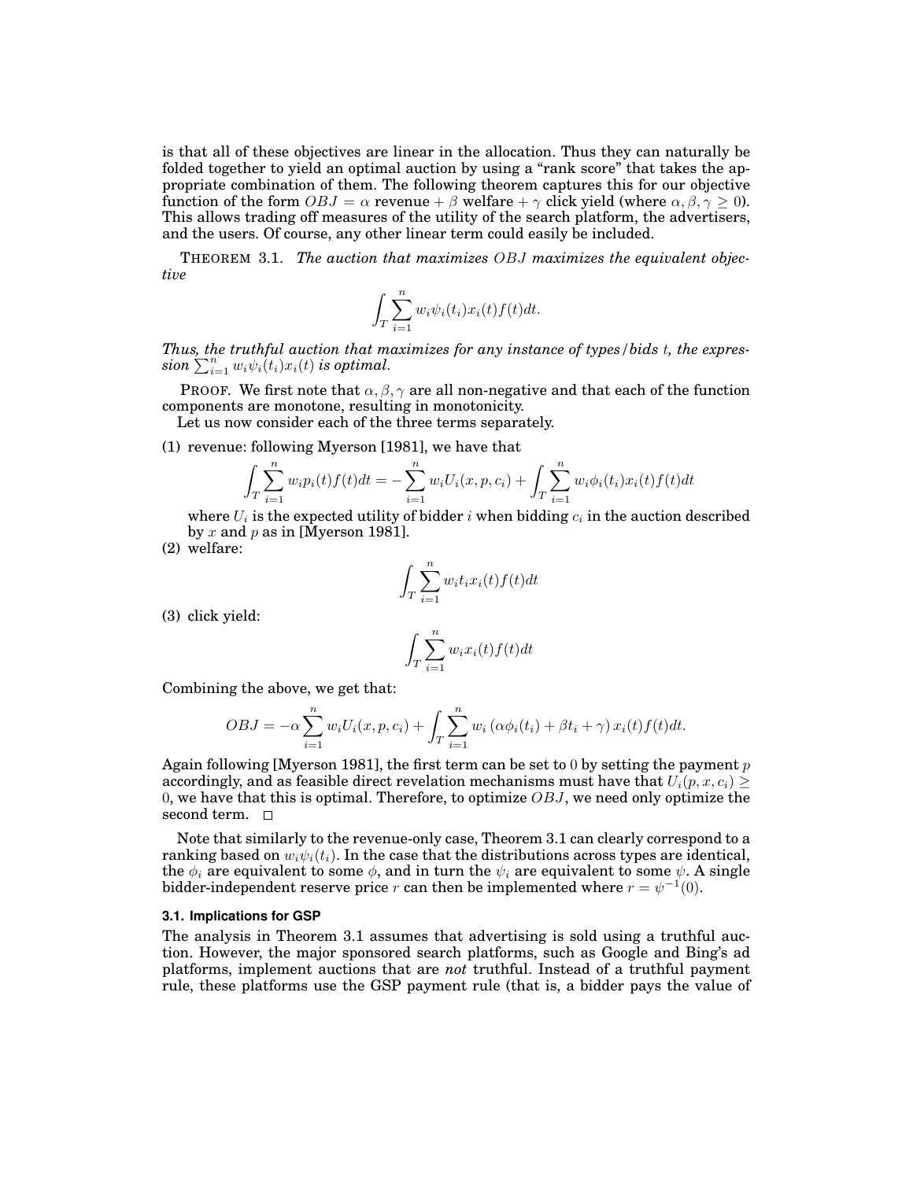is that all of these objectives are linear in the allocation. Thus they can naturally be folded together to yield an optimal auction by using a "rank score" that takes the appropriate combination of them. The following theorem captures this for our objective function of the form $OBJ = \alpha$ revenue + $\beta$ welfare + $\gamma$ click yield (where $\alpha, \beta, \gamma \geq 0$). This allows trading off measures of the utility of the search platform, the advertisers, and the users. Of course, any other linear term could easily be included.

THEOREM 3.1. *The auction that maximizes $OBJ$ maximizes the equivalent objective*

$$\int_T \sum_{i=1}^n w_i \psi_i(t_i) x_i(t) f(t) dt.$$

*Thus, the truthful auction that maximizes for any instance of types/bids $t$, the expression $\sum_{i=1}^n w_i \psi_i(t_i) x_i(t)$ is optimal.*

PROOF. We first note that $\alpha, \beta, \gamma$ are all non-negative and that each of the function components are monotone, resulting in monotonicity.

Let us now consider each of the three terms separately.

(1) revenue: following Myerson [1981], we have that

$$\int_T \sum_{i=1}^n w_i p_i(t) f(t) dt = -\sum_{i=1}^n w_i U_i(x, p, c_i) + \int_T \sum_{i=1}^n w_i \phi_i(t_i) x_i(t) f(t) dt$$

where $U_i$ is the expected utility of bidder $i$ when bidding $c_i$ in the auction described by $x$ and $p$ as in [Myerson 1981].

(2) welfare:

$$\int_T \sum_{i=1}^n w_i t_i x_i(t) f(t) dt$$

(3) click yield:

$$\int_T \sum_{i=1}^n w_i x_i(t) f(t) dt$$

Combining the above, we get that:

$$OBJ = -\alpha \sum_{i=1}^n w_i U_i(x, p, c_i) + \int_T \sum_{i=1}^n w_i \left( \alpha \phi_i(t_i) + \beta t_i + \gamma \right) x_i(t) f(t) dt.$$

Again following [Myerson 1981], the first term can be set to 0 by setting the payment $p$ accordingly, and as feasible direct revelation mechanisms must have that $U_i(p, x, c_i) \geq 0$, we have that this is optimal. Therefore, to optimize $OBJ$, we need only optimize the second term. □

Note that similarly to the revenue-only case, Theorem 3.1 can clearly correspond to a ranking based on $w_i \psi_i(t_i)$. In the case that the distributions across types are identical, the $\phi_i$ are equivalent to some $\phi$, and in turn the $\psi_i$ are equivalent to some $\psi$. A single bidder-independent reserve price $r$ can then be implemented where $r = \psi^{-1}(0)$.

### 3.1. Implications for GSP

The analysis in Theorem 3.1 assumes that advertising is sold using a truthful auction. However, the major sponsored search platforms, such as Google and Bing's ad platforms, implement auctions that are *not* truthful. Instead of a truthful payment rule, these platforms use the GSP payment rule (that is, a bidder pays the value of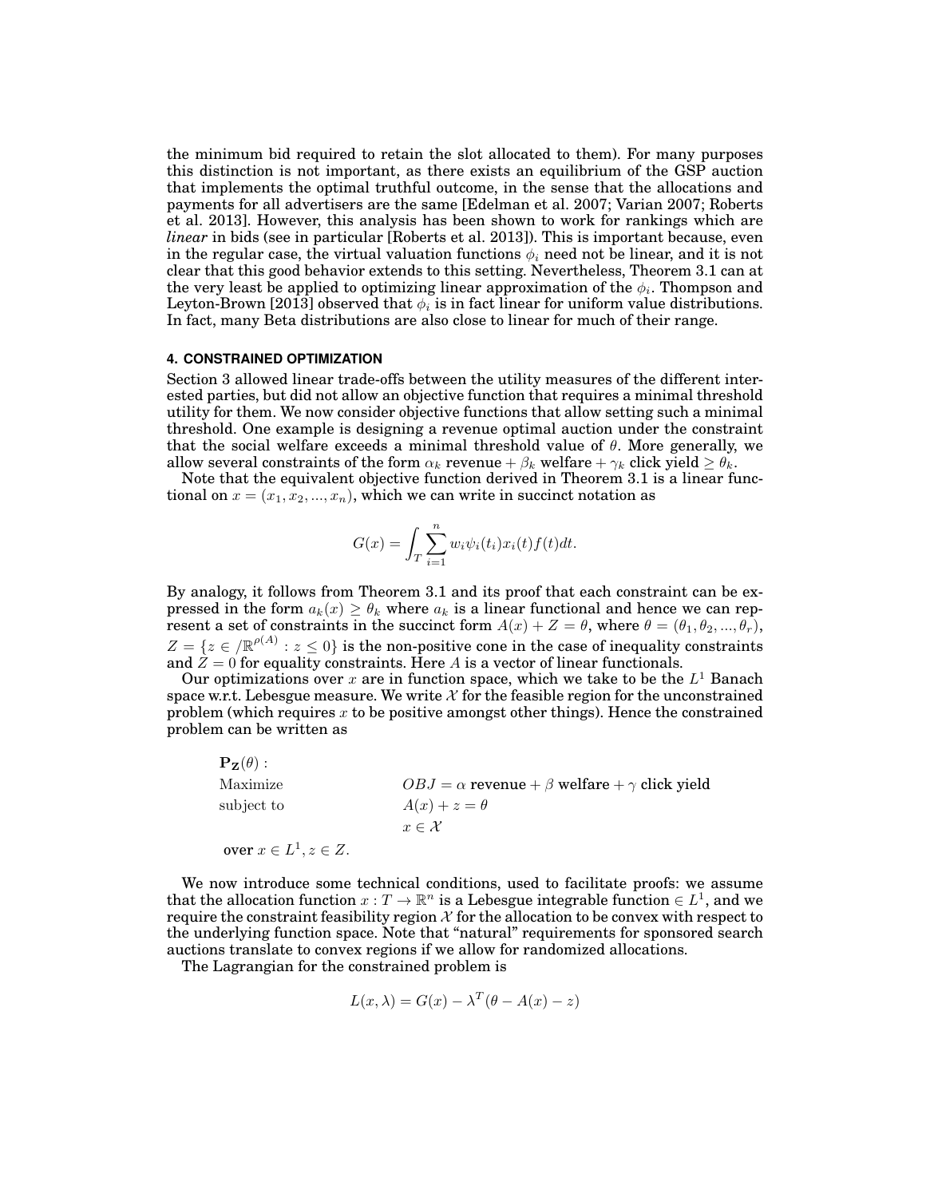the minimum bid required to retain the slot allocated to them). For many purposes this distinction is not important, as there exists an equilibrium of the GSP auction that implements the optimal truthful outcome, in the sense that the allocations and payments for all advertisers are the same [Edelman et al. 2007; Varian 2007; Roberts et al. 2013]. However, this analysis has been shown to work for rankings which are *linear* in bids (see in particular [Roberts et al. 2013]). This is important because, even in the regular case, the virtual valuation functions $\phi_i$ need not be linear, and it is not clear that this good behavior extends to this setting. Nevertheless, Theorem 3.1 can at the very least be applied to optimizing linear approximation of the $\phi_i$. Thompson and Leyton-Brown [2013] observed that $\phi_i$ is in fact linear for uniform value distributions. In fact, many Beta distributions are also close to linear for much of their range.

## 4. CONSTRAINED OPTIMIZATION

Section 3 allowed linear trade-offs between the utility measures of the different interested parties, but did not allow an objective function that requires a minimal threshold utility for them. We now consider objective functions that allow setting such a minimal threshold. One example is designing a revenue optimal auction under the constraint that the social welfare exceeds a minimal threshold value of $\theta$. More generally, we allow several constraints of the form $\alpha_k$ revenue $+ \beta_k$ welfare $+ \gamma_k$ click yield $\geq \theta_k$.

Note that the equivalent objective function derived in Theorem 3.1 is a linear functional on $x = (x_1, x_2, ..., x_n)$, which we can write in succinct notation as

$$G(x) = \int_T \sum_{i=1}^{n} w_i \psi_i(t_i) x_i(t) f(t) dt.$$

By analogy, it follows from Theorem 3.1 and its proof that each constraint can be expressed in the form $a_k(x) \geq \theta_k$ where $a_k$ is a linear functional and hence we can represent a set of constraints in the succinct form $A(x) + Z = \theta$, where $\theta = (\theta_1, \theta_2, ..., \theta_r)$, $Z = \{z \in /\mathbb{R}^{\rho(A)} : z \leq 0\}$ is the non-positive cone in the case of inequality constraints and $Z = 0$ for equality constraints. Here $A$ is a vector of linear functionals.

Our optimizations over $x$ are in function space, which we take to be the $L^1$ Banach space w.r.t. Lebesgue measure. We write $\mathcal{X}$ for the feasible region for the unconstrained problem (which requires $x$ to be positive amongst other things). Hence the constrained problem can be written as

$\mathbf{P_Z}(\theta)$ :

| | |
|---|---|
| Maximize | $OBJ = \alpha$ revenue $+ \beta$ welfare $+ \gamma$ click yield |
| subject to | $A(x) + z = \theta$ |
| | $x \in \mathcal{X}$ |

over $x \in L^1, z \in Z$.

We now introduce some technical conditions, used to facilitate proofs: we assume that the allocation function $x : T \rightarrow \mathbb{R}^n$ is a Lebesgue integrable function $\in L^1$, and we require the constraint feasibility region $\mathcal{X}$ for the allocation to be convex with respect to the underlying function space. Note that "natural" requirements for sponsored search auctions translate to convex regions if we allow for randomized allocations.

The Lagrangian for the constrained problem is

$$L(x, \lambda) = G(x) - \lambda^T(\theta - A(x) - z)$$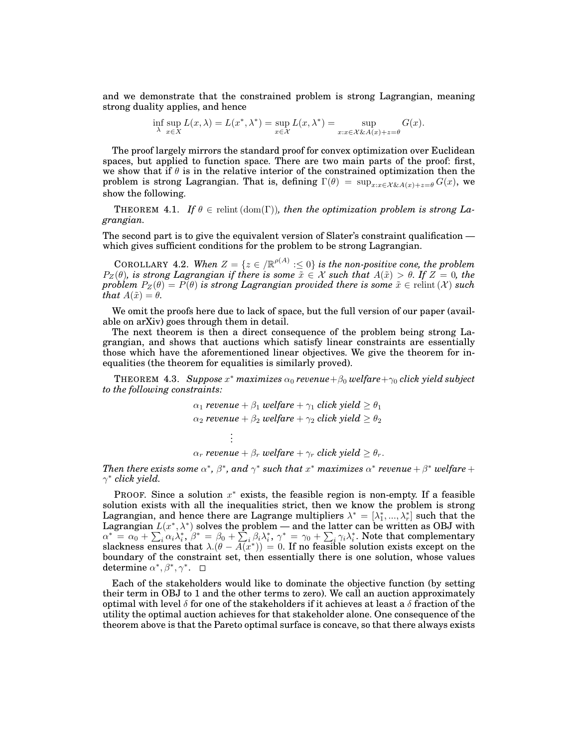and we demonstrate that the constrained problem is strong Lagrangian, meaning strong duality applies, and hence

$$\inf_{\lambda} \sup_{x \in X} L(x, \lambda) = L(x^*, \lambda^*) = \sup_{x \in \mathcal{X}} L(x, \lambda^*) = \sup_{x : x \in \mathcal{X} \& A(x) + z = \theta} G(x).$$

The proof largely mirrors the standard proof for convex optimization over Euclidean spaces, but applied to function space. There are two main parts of the proof: first, we show that if $\theta$ is in the relative interior of the constrained optimization then the problem is strong Lagrangian. That is, defining $\Gamma(\theta) = \sup_{x:x \in \mathcal{X} \& A(x)+z=\theta} G(x)$, we show the following.

THEOREM 4.1. *If $\theta \in \text{relint}\,(\text{dom}(\Gamma))$, then the optimization problem is strong Lagrangian.*

The second part is to give the equivalent version of Slater's constraint qualification — which gives sufficient conditions for the problem to be strong Lagrangian.

COROLLARY 4.2. *When $Z = \{z \in /\mathbb{R}^{\rho(A)} : \leq 0\}$ is the non-positive cone, the problem $P_Z(\theta)$, is strong Lagrangian if there is some $\tilde{x} \in \mathcal{X}$ such that $A(\tilde{x}) > \theta$. If $Z = 0$, the problem $P_Z(\theta) = P(\theta)$ is strong Lagrangian provided there is some $\tilde{x} \in \text{relint}\,(\mathcal{X})$ such that $A(\tilde{x}) = \theta$.*

We omit the proofs here due to lack of space, but the full version of our paper (available on arXiv) goes through them in detail.

The next theorem is then a direct consequence of the problem being strong Lagrangian, and shows that auctions which satisfy linear constraints are essentially those which have the aforementioned linear objectives. We give the theorem for inequalities (the theorem for equalities is similarly proved).

THEOREM 4.3. *Suppose $x^*$ maximizes $\alpha_0$ revenue + $\beta_0$ welfare + $\gamma_0$ click yield subject to the following constraints:*

$$\alpha_1 \textit{ revenue} + \beta_1 \textit{ welfare} + \gamma_1 \textit{ click yield} \geq \theta_1$$
$$\alpha_2 \textit{ revenue} + \beta_2 \textit{ welfare} + \gamma_2 \textit{ click yield} \geq \theta_2$$
$$\vdots$$
$$\alpha_r \textit{ revenue} + \beta_r \textit{ welfare} + \gamma_r \textit{ click yield} \geq \theta_r.$$

*Then there exists some $\alpha^*$, $\beta^*$, and $\gamma^*$ such that $x^*$ maximizes $\alpha^*$ revenue + $\beta^*$ welfare + $\gamma^*$ click yield.*

PROOF. Since a solution $x^*$ exists, the feasible region is non-empty. If a feasible solution exists with all the inequalities strict, then we know the problem is strong Lagrangian, and hence there are Lagrange multipliers $\lambda^* = [\lambda_1^*, ..., \lambda_r^*]$ such that the Lagrangian $L(x^*, \lambda^*)$ solves the problem — and the latter can be written as OBJ with $\alpha^* = \alpha_0 + \sum_i \alpha_i \lambda_i^*$, $\beta^* = \beta_0 + \sum_i \beta_i \lambda_i^*$, $\gamma^* = \gamma_0 + \sum_i \gamma_i \lambda_i^*$. Note that complementary slackness ensures that $\lambda.(\theta - A(x^*)) = 0$. If no feasible solution exists except on the boundary of the constraint set, then essentially there is one solution, whose values determine $\alpha^*, \beta^*, \gamma^*$. □

Each of the stakeholders would like to dominate the objective function (by setting their term in OBJ to 1 and the other terms to zero). We call an auction approximately optimal with level $\delta$ for one of the stakeholders if it achieves at least a $\delta$ fraction of the utility the optimal auction achieves for that stakeholder alone. One consequence of the theorem above is that the Pareto optimal surface is concave, so that there always exists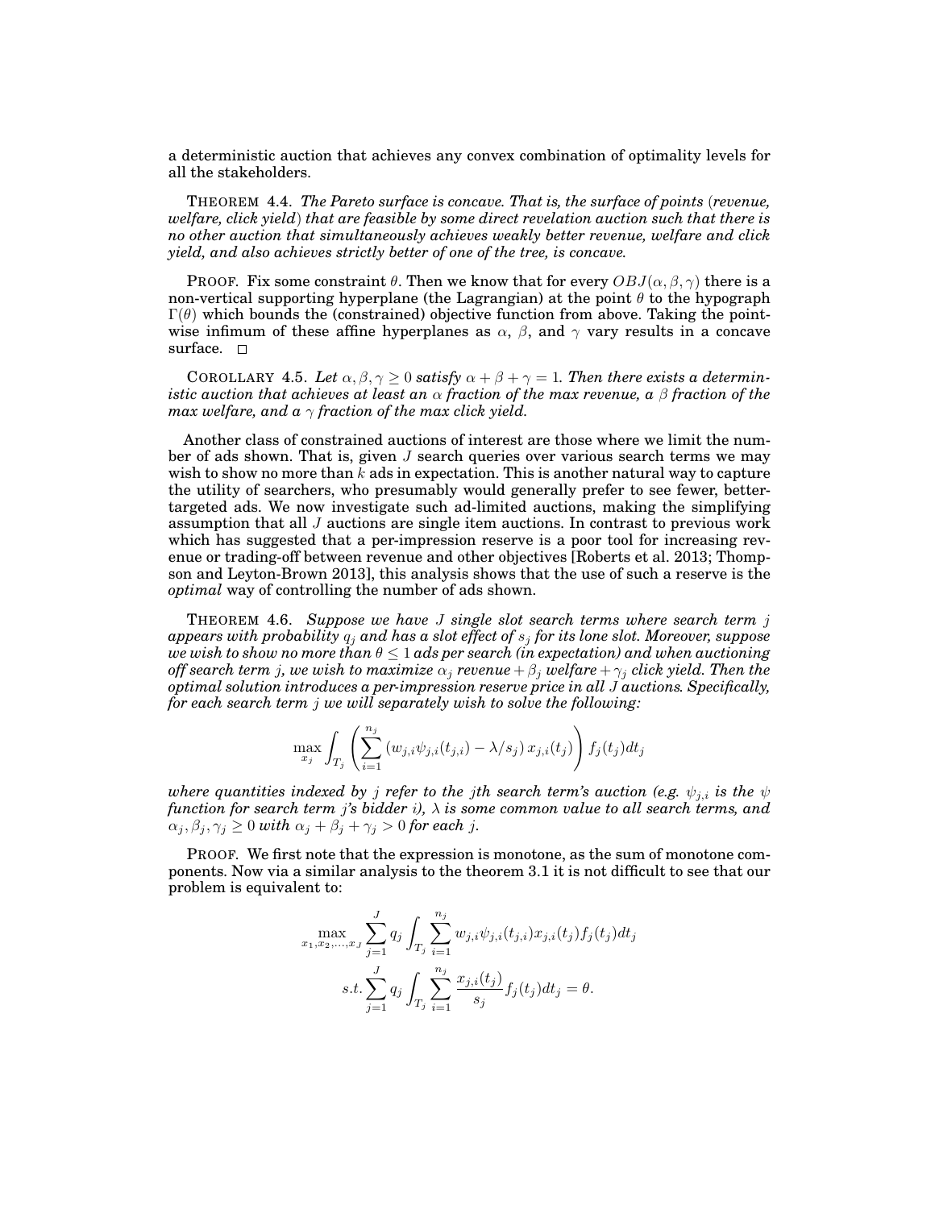a deterministic auction that achieves any convex combination of optimality levels for all the stakeholders.

THEOREM 4.4. *The Pareto surface is concave. That is, the surface of points (revenue, welfare, click yield) that are feasible by some direct revelation auction such that there is no other auction that simultaneously achieves weakly better revenue, welfare and click yield, and also achieves strictly better of one of the tree, is concave.*

PROOF. Fix some constraint $\theta$. Then we know that for every $OBJ(\alpha, \beta, \gamma)$ there is a non-vertical supporting hyperplane (the Lagrangian) at the point $\theta$ to the hypograph $\Gamma(\theta)$ which bounds the (constrained) objective function from above. Taking the pointwise infimum of these affine hyperplanes as $\alpha$, $\beta$, and $\gamma$ vary results in a concave surface. □

COROLLARY 4.5. *Let $\alpha, \beta, \gamma \geq 0$ satisfy $\alpha + \beta + \gamma = 1$. Then there exists a deterministic auction that achieves at least an $\alpha$ fraction of the max revenue, a $\beta$ fraction of the max welfare, and a $\gamma$ fraction of the max click yield.*

Another class of constrained auctions of interest are those where we limit the number of ads shown. That is, given $J$ search queries over various search terms we may wish to show no more than $k$ ads in expectation. This is another natural way to capture the utility of searchers, who presumably would generally prefer to see fewer, better-targeted ads. We now investigate such ad-limited auctions, making the simplifying assumption that all $J$ auctions are single item auctions. In contrast to previous work which has suggested that a per-impression reserve is a poor tool for increasing revenue or trading-off between revenue and other objectives [Roberts et al. 2013; Thompson and Leyton-Brown 2013], this analysis shows that the use of such a reserve is the *optimal* way of controlling the number of ads shown.

THEOREM 4.6. *Suppose we have $J$ single slot search terms where search term $j$ appears with probability $q_j$ and has a slot effect of $s_j$ for its lone slot. Moreover, suppose we wish to show no more than $\theta \leq 1$ ads per search (in expectation) and when auctioning off search term $j$, we wish to maximize $\alpha_j$ revenue $+ \beta_j$ welfare $+ \gamma_j$ click yield. Then the optimal solution introduces a per-impression reserve price in all $J$ auctions. Specifically, for each search term $j$ we will separately wish to solve the following:*

$$\max_{x_j} \int_{T_j} \left( \sum_{i=1}^{n_j} \left( w_{j,i}\psi_{j,i}(t_{j,i}) - \lambda/s_j \right) x_{j,i}(t_j) \right) f_j(t_j) dt_j$$

*where quantities indexed by $j$ refer to the $j$th search term's auction (e.g. $\psi_{j,i}$ is the $\psi$ function for search term $j$'s bidder $i$), $\lambda$ is some common value to all search terms, and $\alpha_j, \beta_j, \gamma_j \geq 0$ with $\alpha_j + \beta_j + \gamma_j > 0$ for each $j$.*

PROOF. We first note that the expression is monotone, as the sum of monotone components. Now via a similar analysis to the theorem 3.1 it is not difficult to see that our problem is equivalent to:

$$\max_{x_1, x_2, \ldots, x_J} \sum_{j=1}^{J} q_j \int_{T_j} \sum_{i=1}^{n_j} w_{j,i}\psi_{j,i}(t_{j,i}) x_{j,i}(t_j) f_j(t_j) dt_j$$

$$s.t. \sum_{j=1}^{J} q_j \int_{T_j} \sum_{i=1}^{n_j} \frac{x_{j,i}(t_j)}{s_j} f_j(t_j) dt_j = \theta.$$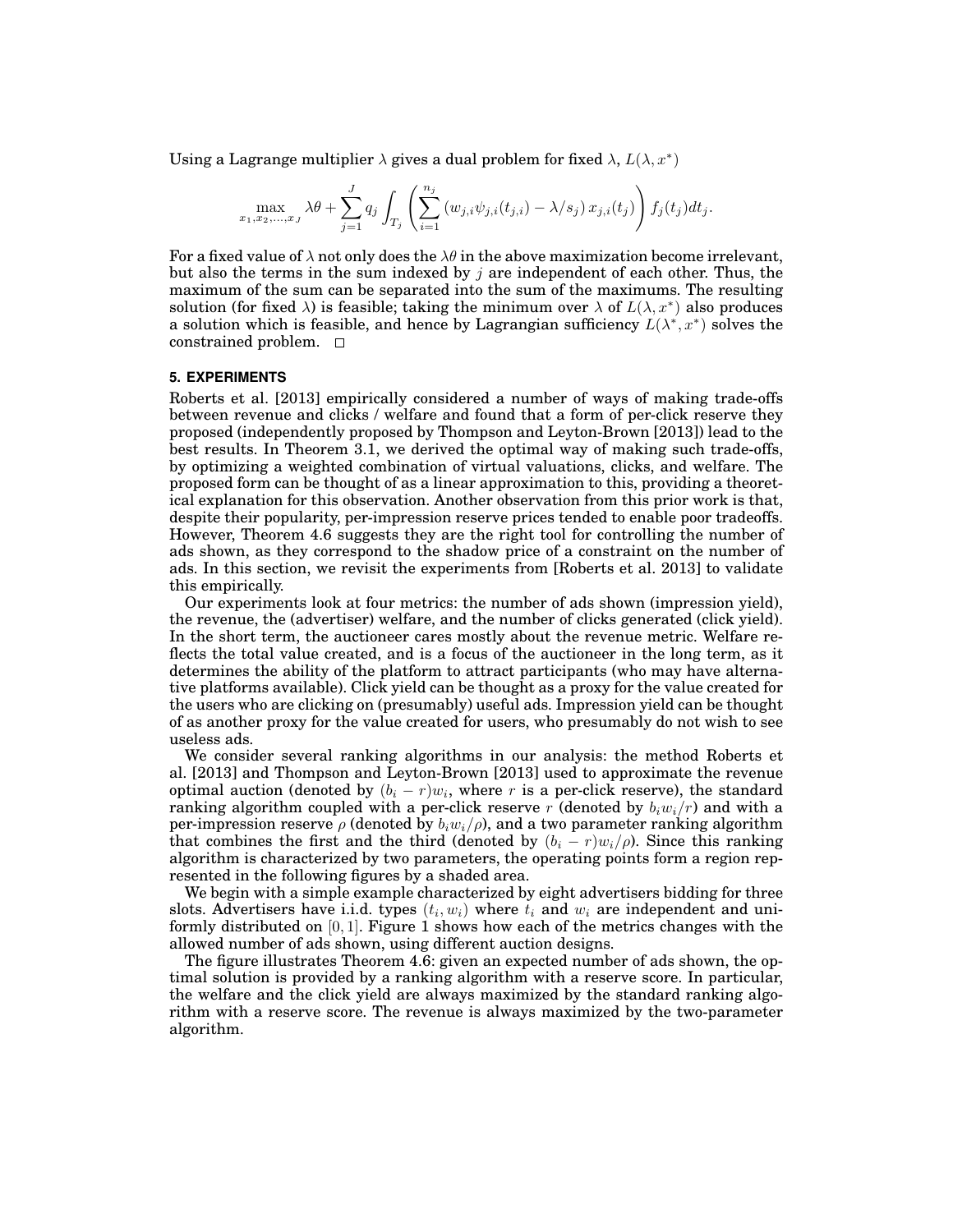Using a Lagrange multiplier $\lambda$ gives a dual problem for fixed $\lambda$, $L(\lambda, x^*)$

$$\max_{x_1, x_2, \ldots, x_J} \lambda\theta + \sum_{j=1}^{J} q_j \int_{T_j} \left( \sum_{i=1}^{n_j} \left( w_{j,i}\psi_{j,i}(t_{j,i}) - \lambda/s_j \right) x_{j,i}(t_j) \right) f_j(t_j) dt_j.$$

For a fixed value of $\lambda$ not only does the $\lambda\theta$ in the above maximization become irrelevant, but also the terms in the sum indexed by $j$ are independent of each other. Thus, the maximum of the sum can be separated into the sum of the maximums. The resulting solution (for fixed $\lambda$) is feasible; taking the minimum over $\lambda$ of $L(\lambda, x^*)$ also produces a solution which is feasible, and hence by Lagrangian sufficiency $L(\lambda^*, x^*)$ solves the constrained problem. □

## 5. EXPERIMENTS

Roberts et al. [2013] empirically considered a number of ways of making trade-offs between revenue and clicks / welfare and found that a form of per-click reserve they proposed (independently proposed by Thompson and Leyton-Brown [2013]) lead to the best results. In Theorem 3.1, we derived the optimal way of making such trade-offs, by optimizing a weighted combination of virtual valuations, clicks, and welfare. The proposed form can be thought of as a linear approximation to this, providing a theoretical explanation for this observation. Another observation from this prior work is that, despite their popularity, per-impression reserve prices tended to enable poor tradeoffs. However, Theorem 4.6 suggests they are the right tool for controlling the number of ads shown, as they correspond to the shadow price of a constraint on the number of ads. In this section, we revisit the experiments from [Roberts et al. 2013] to validate this empirically.

Our experiments look at four metrics: the number of ads shown (impression yield), the revenue, the (advertiser) welfare, and the number of clicks generated (click yield). In the short term, the auctioneer cares mostly about the revenue metric. Welfare reflects the total value created, and is a focus of the auctioneer in the long term, as it determines the ability of the platform to attract participants (who may have alternative platforms available). Click yield can be thought as a proxy for the value created for the users who are clicking on (presumably) useful ads. Impression yield can be thought of as another proxy for the value created for users, who presumably do not wish to see useless ads.

We consider several ranking algorithms in our analysis: the method Roberts et al. [2013] and Thompson and Leyton-Brown [2013] used to approximate the revenue optimal auction (denoted by $(b_i - r)w_i$, where $r$ is a per-click reserve), the standard ranking algorithm coupled with a per-click reserve $r$ (denoted by $b_i w_i / r$) and with a per-impression reserve $\rho$ (denoted by $b_i w_i / \rho$), and a two parameter ranking algorithm that combines the first and the third (denoted by $(b_i - r)w_i/\rho$). Since this ranking algorithm is characterized by two parameters, the operating points form a region represented in the following figures by a shaded area.

We begin with a simple example characterized by eight advertisers bidding for three slots. Advertisers have i.i.d. types $(t_i, w_i)$ where $t_i$ and $w_i$ are independent and uniformly distributed on $[0, 1]$. Figure 1 shows how each of the metrics changes with the allowed number of ads shown, using different auction designs.

The figure illustrates Theorem 4.6: given an expected number of ads shown, the optimal solution is provided by a ranking algorithm with a reserve score. In particular, the welfare and the click yield are always maximized by the standard ranking algorithm with a reserve score. The revenue is always maximized by the two-parameter algorithm.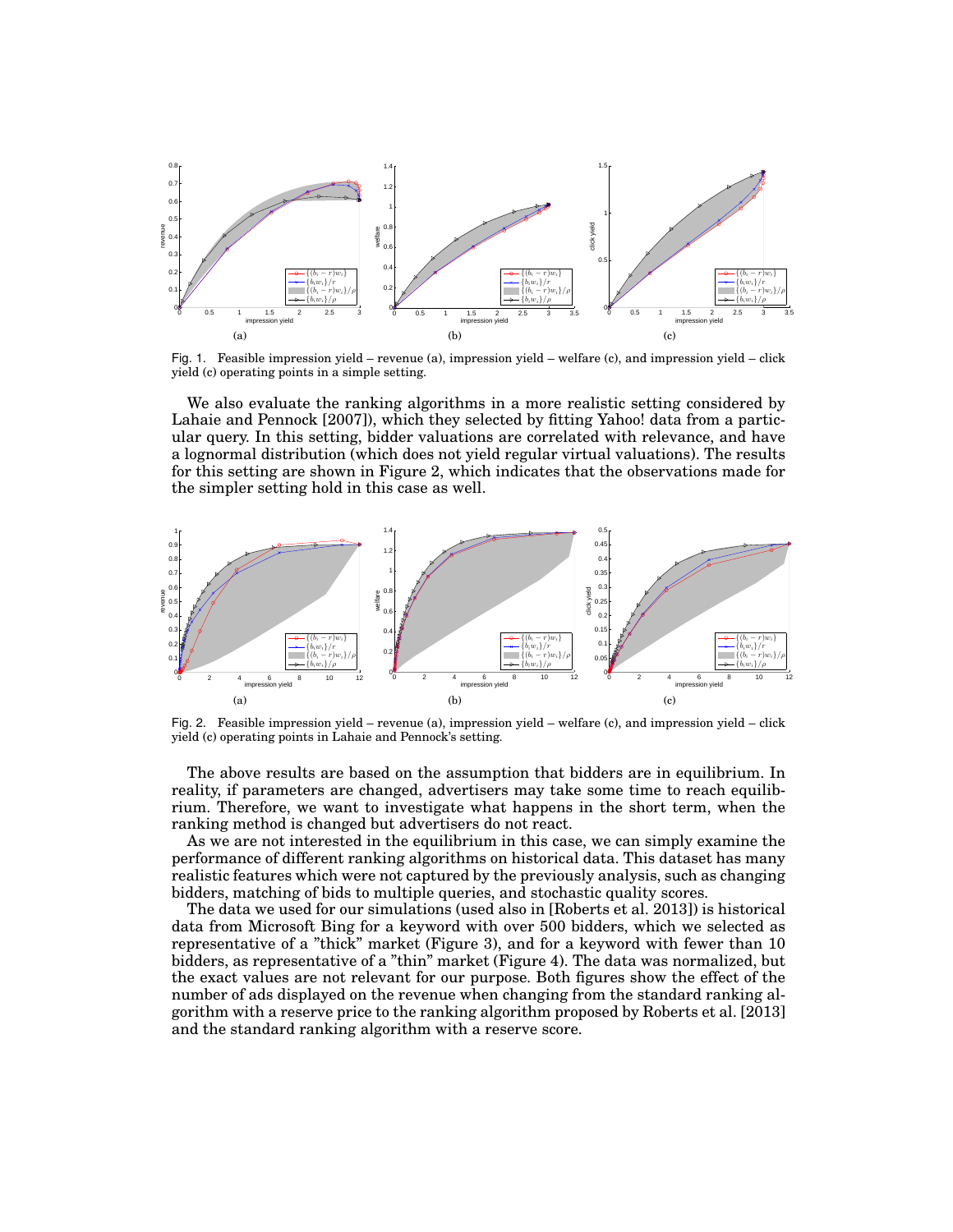Fig. 1. Feasible impression yield – revenue (a), impression yield – welfare (c), and impression yield – click yield (c) operating points in a simple setting.

We also evaluate the ranking algorithms in a more realistic setting considered by Lahaie and Pennock [2007]), which they selected by fitting Yahoo! data from a particular query. In this setting, bidder valuations are correlated with relevance, and have a lognormal distribution (which does not yield regular virtual valuations). The results for this setting are shown in Figure 2, which indicates that the observations made for the simpler setting hold in this case as well.

Fig. 2. Feasible impression yield – revenue (a), impression yield – welfare (c), and impression yield – click yield (c) operating points in Lahaie and Pennock's setting.

The above results are based on the assumption that bidders are in equilibrium. In reality, if parameters are changed, advertisers may take some time to reach equilibrium. Therefore, we want to investigate what happens in the short term, when the ranking method is changed but advertisers do not react.

As we are not interested in the equilibrium in this case, we can simply examine the performance of different ranking algorithms on historical data. This dataset has many realistic features which were not captured by the previously analysis, such as changing bidders, matching of bids to multiple queries, and stochastic quality scores.

The data we used for our simulations (used also in [Roberts et al. 2013]) is historical data from Microsoft Bing for a keyword with over 500 bidders, which we selected as representative of a "thick" market (Figure 3), and for a keyword with fewer than 10 bidders, as representative of a "thin" market (Figure 4). The data was normalized, but the exact values are not relevant for our purpose. Both figures show the effect of the number of ads displayed on the revenue when changing from the standard ranking algorithm with a reserve price to the ranking algorithm proposed by Roberts et al. [2013] and the standard ranking algorithm with a reserve score.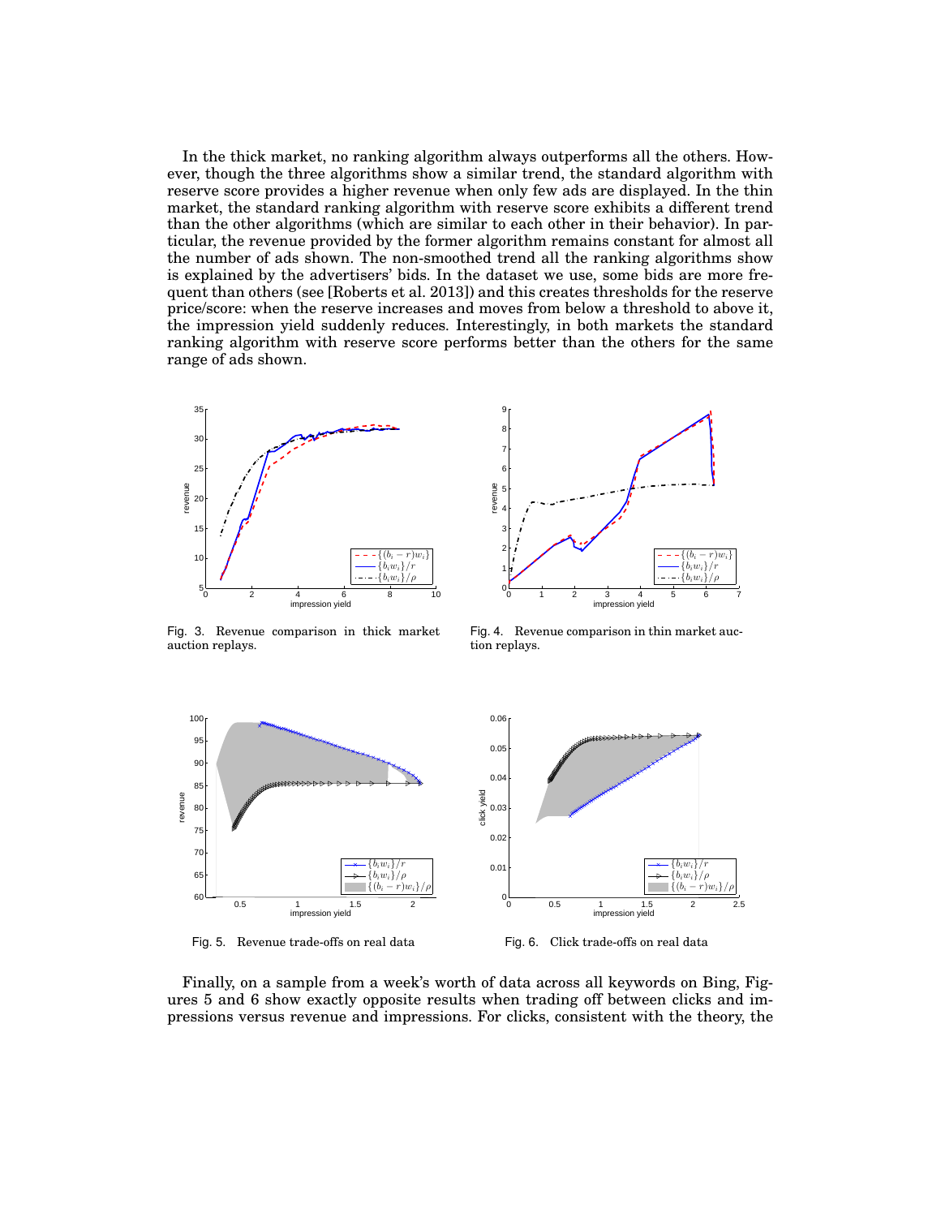In the thick market, no ranking algorithm always outperforms all the others. However, though the three algorithms show a similar trend, the standard algorithm with reserve score provides a higher revenue when only few ads are displayed. In the thin market, the standard ranking algorithm with reserve score exhibits a different trend than the other algorithms (which are similar to each other in their behavior). In particular, the revenue provided by the former algorithm remains constant for almost all the number of ads shown. The non-smoothed trend all the ranking algorithms show is explained by the advertisers' bids. In the dataset we use, some bids are more frequent than others (see [Roberts et al. 2013]) and this creates thresholds for the reserve price/score: when the reserve increases and moves from below a threshold to above it, the impression yield suddenly reduces. Interestingly, in both markets the standard ranking algorithm with reserve score performs better than the others for the same range of ads shown.

Fig. 3. Revenue comparison in thick market auction replays.

Fig. 4. Revenue comparison in thin market auction replays.

Fig. 5. Revenue trade-offs on real data

Fig. 6. Click trade-offs on real data

Finally, on a sample from a week's worth of data across all keywords on Bing, Figures 5 and 6 show exactly opposite results when trading off between clicks and impressions versus revenue and impressions. For clicks, consistent with the theory, the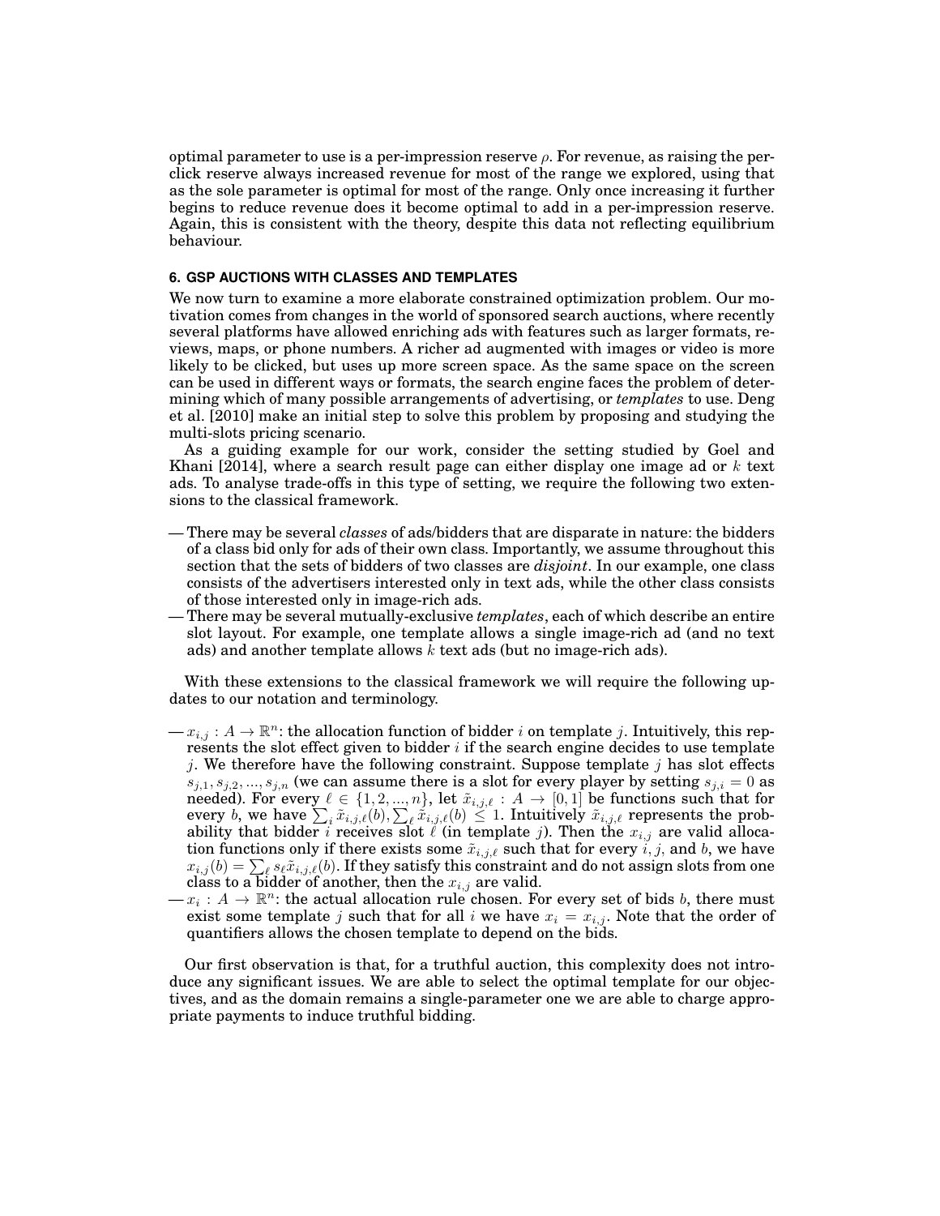optimal parameter to use is a per-impression reserve $\rho$. For revenue, as raising the per-click reserve always increased revenue for most of the range we explored, using that as the sole parameter is optimal for most of the range. Only once increasing it further begins to reduce revenue does it become optimal to add in a per-impression reserve. Again, this is consistent with the theory, despite this data not reflecting equilibrium behaviour.

## 6. GSP AUCTIONS WITH CLASSES AND TEMPLATES

We now turn to examine a more elaborate constrained optimization problem. Our motivation comes from changes in the world of sponsored search auctions, where recently several platforms have allowed enriching ads with features such as larger formats, reviews, maps, or phone numbers. A richer ad augmented with images or video is more likely to be clicked, but uses up more screen space. As the same space on the screen can be used in different ways or formats, the search engine faces the problem of determining which of many possible arrangements of advertising, or *templates* to use. Deng et al. [2010] make an initial step to solve this problem by proposing and studying the multi-slots pricing scenario.

As a guiding example for our work, consider the setting studied by Goel and Khani [2014], where a search result page can either display one image ad or $k$ text ads. To analyse trade-offs in this type of setting, we require the following two extensions to the classical framework.

- There may be several *classes* of ads/bidders that are disparate in nature: the bidders of a class bid only for ads of their own class. Importantly, we assume throughout this section that the sets of bidders of two classes are *disjoint*. In our example, one class consists of the advertisers interested only in text ads, while the other class consists of those interested only in image-rich ads.
- There may be several mutually-exclusive *templates*, each of which describe an entire slot layout. For example, one template allows a single image-rich ad (and no text ads) and another template allows $k$ text ads (but no image-rich ads).

With these extensions to the classical framework we will require the following updates to our notation and terminology.

- $x_{i,j} : A \to \mathbb{R}^n$: the allocation function of bidder $i$ on template $j$. Intuitively, this represents the slot effect given to bidder $i$ if the search engine decides to use template $j$. We therefore have the following constraint. Suppose template $j$ has slot effects $s_{j,1}, s_{j,2}, ..., s_{j,n}$ (we can assume there is a slot for every player by setting $s_{j,i} = 0$ as needed). For every $\ell \in \{1, 2, ..., n\}$, let $\tilde{x}_{i,j,\ell} : A \to [0, 1]$ be functions such that for every $b$, we have $\sum_i \tilde{x}_{i,j,\ell}(b), \sum_\ell \tilde{x}_{i,j,\ell}(b) \leq 1$. Intuitively $\tilde{x}_{i,j,\ell}$ represents the probability that bidder $i$ receives slot $\ell$ (in template $j$). Then the $x_{i,j}$ are valid allocation functions only if there exists some $\tilde{x}_{i,j,\ell}$ such that for every $i$, $j$, and $b$, we have $x_{i,j}(b) = \sum_\ell s_\ell \tilde{x}_{i,j,\ell}(b)$. If they satisfy this constraint and do not assign slots from one class to a bidder of another, then the $x_{i,j}$ are valid.
- $x_i : A \to \mathbb{R}^n$: the actual allocation rule chosen. For every set of bids $b$, there must exist some template $j$ such that for all $i$ we have $x_i = x_{i,j}$. Note that the order of quantifiers allows the chosen template to depend on the bids.

Our first observation is that, for a truthful auction, this complexity does not introduce any significant issues. We are able to select the optimal template for our objectives, and as the domain remains a single-parameter one we are able to charge appropriate payments to induce truthful bidding.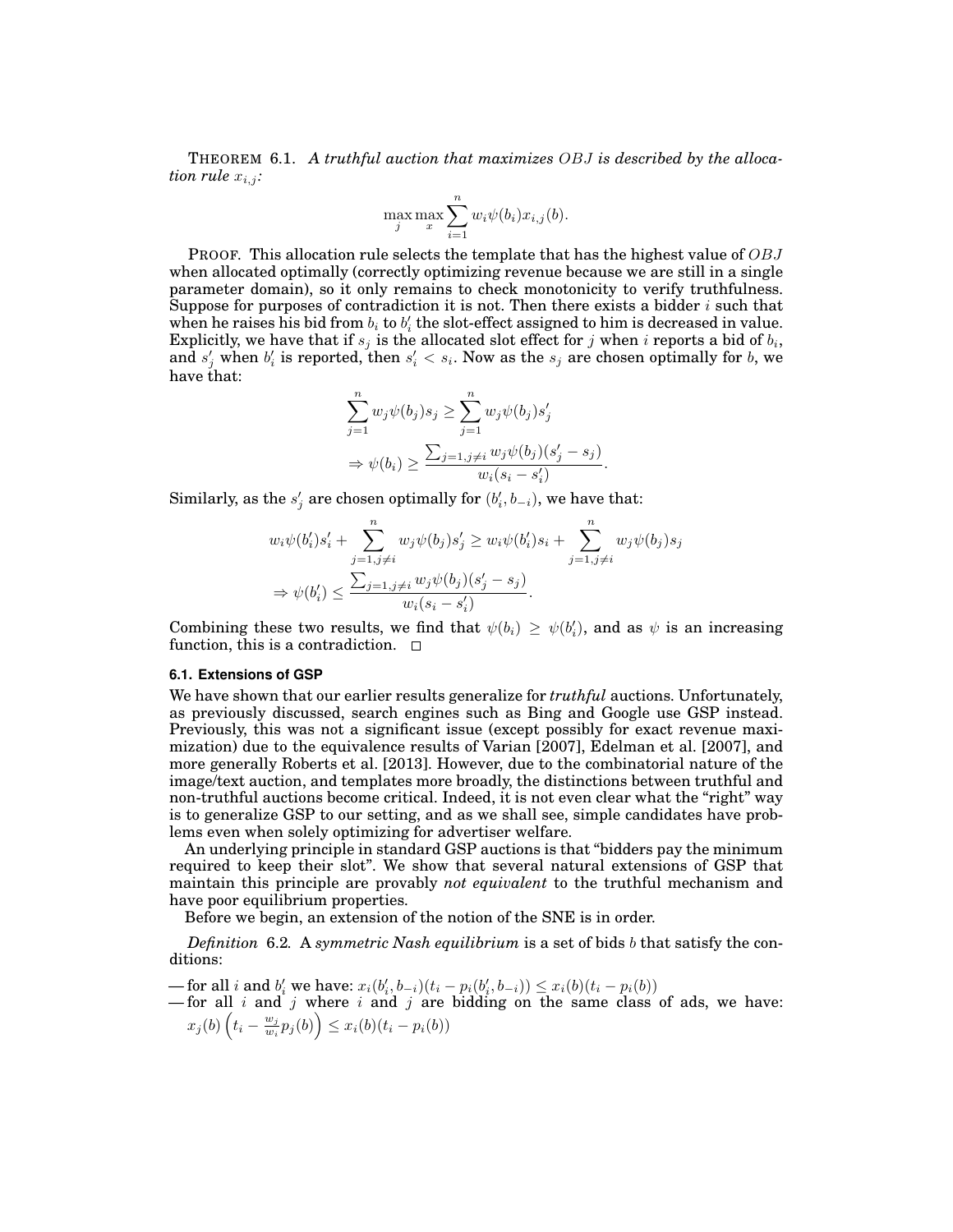THEOREM 6.1. *A truthful auction that maximizes $OBJ$ is described by the allocation rule $x_{i,j}$:*

$$\max_j \max_x \sum_{i=1}^{n} w_i \psi(b_i) x_{i,j}(b).$$

PROOF. This allocation rule selects the template that has the highest value of $OBJ$ when allocated optimally (correctly optimizing revenue because we are still in a single parameter domain), so it only remains to check monotonicity to verify truthfulness. Suppose for purposes of contradiction it is not. Then there exists a bidder $i$ such that when he raises his bid from $b_i$ to $b_i'$ the slot-effect assigned to him is decreased in value. Explicitly, we have that if $s_j$ is the allocated slot effect for $j$ when $i$ reports a bid of $b_i$, and $s_j'$ when $b_i'$ is reported, then $s_i' < s_i$. Now as the $s_j$ are chosen optimally for $b$, we have that:

$$\sum_{j=1}^{n} w_j \psi(b_j) s_j \geq \sum_{j=1}^{n} w_j \psi(b_j) s_j'$$

$$\Rightarrow \psi(b_i) \geq \frac{\sum_{j=1, j \neq i} w_j \psi(b_j)(s_j' - s_j)}{w_i(s_i - s_i')}.$$

Similarly, as the $s_j'$ are chosen optimally for $(b_i', b_{-i})$, we have that:

$$w_i \psi(b_i') s_i' + \sum_{j=1, j\neq i}^{n} w_j \psi(b_j) s_j' \geq w_i \psi(b_i') s_i + \sum_{j=1, j\neq i}^{n} w_j \psi(b_j) s_j$$

$$\Rightarrow \psi(b_i') \leq \frac{\sum_{j=1, j \neq i} w_j \psi(b_j)(s_j' - s_j)}{w_i(s_i - s_i')}.$$

Combining these two results, we find that $\psi(b_i) \geq \psi(b_i')$, and as $\psi$ is an increasing function, this is a contradiction. □

### 6.1. Extensions of GSP

We have shown that our earlier results generalize for *truthful* auctions. Unfortunately, as previously discussed, search engines such as Bing and Google use GSP instead. Previously, this was not a significant issue (except possibly for exact revenue maximization) due to the equivalence results of Varian [2007], Edelman et al. [2007], and more generally Roberts et al. [2013]. However, due to the combinatorial nature of the image/text auction, and templates more broadly, the distinctions between truthful and non-truthful auctions become critical. Indeed, it is not even clear what the "right" way is to generalize GSP to our setting, and as we shall see, simple candidates have problems even when solely optimizing for advertiser welfare.

An underlying principle in standard GSP auctions is that "bidders pay the minimum required to keep their slot". We show that several natural extensions of GSP that maintain this principle are provably *not equivalent* to the truthful mechanism and have poor equilibrium properties.

Before we begin, an extension of the notion of the SNE is in order.

*Definition* 6.2. A *symmetric Nash equilibrium* is a set of bids $b$ that satisfy the conditions:

— for all $i$ and $b_i'$ we have: $x_i(b_i', b_{-i})(t_i - p_i(b_i', b_{-i})) \leq x_i(b)(t_i - p_i(b))$
— for all $i$ and $j$ where $i$ and $j$ are bidding on the same class of ads, we have: $x_j(b)\left(t_i - \frac{w_j}{w_i} p_j(b)\right) \leq x_i(b)(t_i - p_i(b))$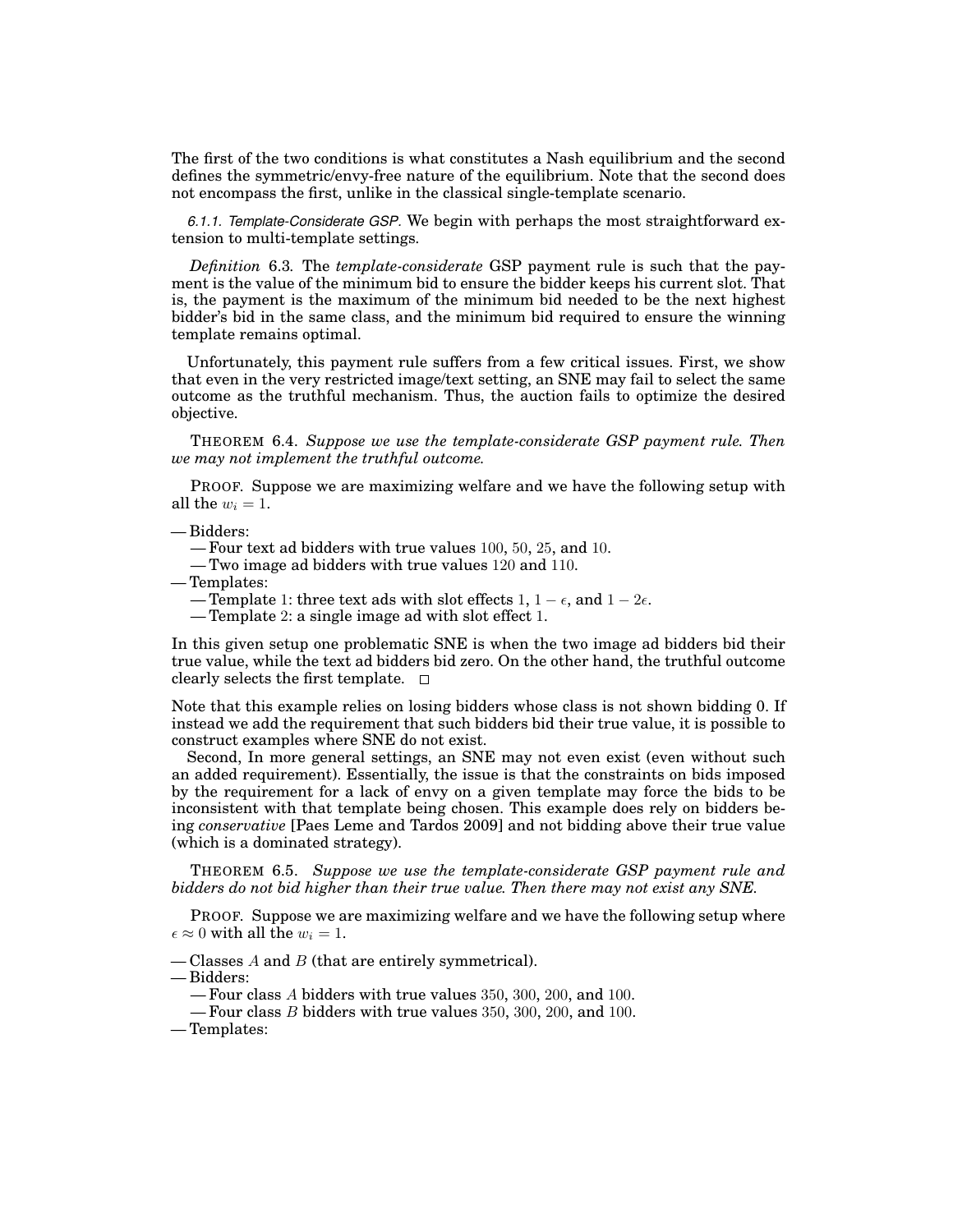The first of the two conditions is what constitutes a Nash equilibrium and the second defines the symmetric/envy-free nature of the equilibrium. Note that the second does not encompass the first, unlike in the classical single-template scenario.

*6.1.1. Template-Considerate GSP.* We begin with perhaps the most straightforward extension to multi-template settings.

*Definition* 6.3. The *template-considerate* GSP payment rule is such that the payment is the value of the minimum bid to ensure the bidder keeps his current slot. That is, the payment is the maximum of the minimum bid needed to be the next highest bidder's bid in the same class, and the minimum bid required to ensure the winning template remains optimal.

Unfortunately, this payment rule suffers from a few critical issues. First, we show that even in the very restricted image/text setting, an SNE may fail to select the same outcome as the truthful mechanism. Thus, the auction fails to optimize the desired objective.

THEOREM 6.4. *Suppose we use the template-considerate GSP payment rule. Then we may not implement the truthful outcome.*

PROOF. Suppose we are maximizing welfare and we have the following setup with all the $w_i = 1$.

- Bidders:
  - Four text ad bidders with true values $100$, $50$, $25$, and $10$.
  - Two image ad bidders with true values $120$ and $110$.
- Templates:
  - Template $1$: three text ads with slot effects $1$, $1-\epsilon$, and $1-2\epsilon$.
  - Template $2$: a single image ad with slot effect $1$.

In this given setup one problematic SNE is when the two image ad bidders bid their true value, while the text ad bidders bid zero. On the other hand, the truthful outcome clearly selects the first template. □

Note that this example relies on losing bidders whose class is not shown bidding 0. If instead we add the requirement that such bidders bid their true value, it is possible to construct examples where SNE do not exist.

Second, In more general settings, an SNE may not even exist (even without such an added requirement). Essentially, the issue is that the constraints on bids imposed by the requirement for a lack of envy on a given template may force the bids to be inconsistent with that template being chosen. This example does rely on bidders being *conservative* [Paes Leme and Tardos 2009] and not bidding above their true value (which is a dominated strategy).

THEOREM 6.5. *Suppose we use the template-considerate GSP payment rule and bidders do not bid higher than their true value. Then there may not exist any SNE.*

PROOF. Suppose we are maximizing welfare and we have the following setup where $\epsilon \approx 0$ with all the $w_i = 1$.

- Classes $A$ and $B$ (that are entirely symmetrical).
- Bidders:
  - Four class $A$ bidders with true values $350$, $300$, $200$, and $100$.
  - Four class $B$ bidders with true values $350$, $300$, $200$, and $100$.
- Templates: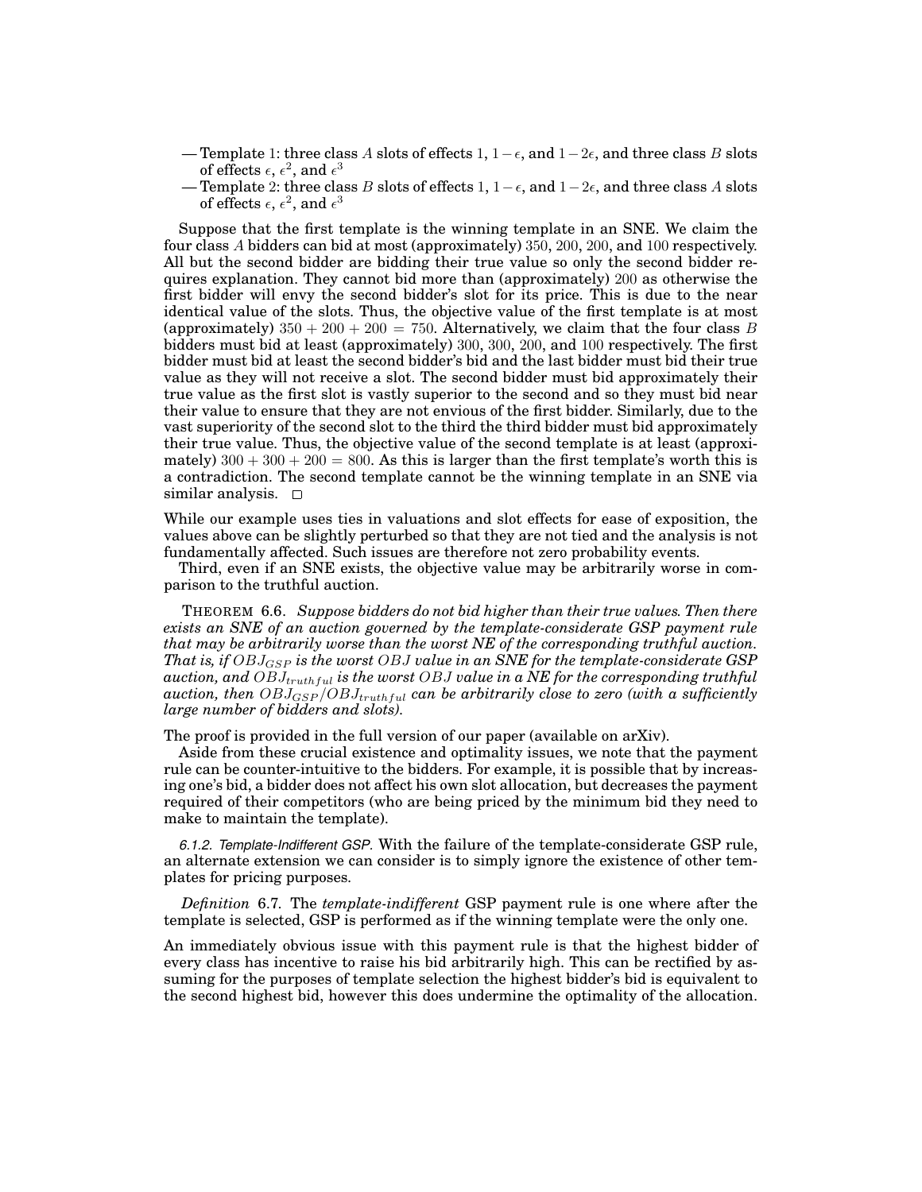- Template 1: three class $A$ slots of effects $1$, $1-\epsilon$, and $1-2\epsilon$, and three class $B$ slots of effects $\epsilon$, $\epsilon^2$, and $\epsilon^3$
- Template 2: three class $B$ slots of effects $1$, $1-\epsilon$, and $1-2\epsilon$, and three class $A$ slots of effects $\epsilon$, $\epsilon^2$, and $\epsilon^3$

Suppose that the first template is the winning template in an SNE. We claim the four class $A$ bidders can bid at most (approximately) $350$, $200$, $200$, and $100$ respectively. All but the second bidder are bidding their true value so only the second bidder requires explanation. They cannot bid more than (approximately) $200$ as otherwise the first bidder will envy the second bidder's slot for its price. This is due to the near identical value of the slots. Thus, the objective value of the first template is at most (approximately) $350 + 200 + 200 = 750$. Alternatively, we claim that the four class $B$ bidders must bid at least (approximately) $300$, $300$, $200$, and $100$ respectively. The first bidder must bid at least the second bidder's bid and the last bidder must bid their true value as they will not receive a slot. The second bidder must bid approximately their true value as the first slot is vastly superior to the second and so they must bid near their value to ensure that they are not envious of the first bidder. Similarly, due to the vast superiority of the second slot to the third the third bidder must bid approximately their true value. Thus, the objective value of the second template is at least (approximately) $300 + 300 + 200 = 800$. As this is larger than the first template's worth this is a contradiction. The second template cannot be the winning template in an SNE via similar analysis. □

While our example uses ties in valuations and slot effects for ease of exposition, the values above can be slightly perturbed so that they are not tied and the analysis is not fundamentally affected. Such issues are therefore not zero probability events.

Third, even if an SNE exists, the objective value may be arbitrarily worse in comparison to the truthful auction.

THEOREM 6.6. *Suppose bidders do not bid higher than their true values. Then there exists an SNE of an auction governed by the template-considerate GSP payment rule that may be arbitrarily worse than the worst NE of the corresponding truthful auction. That is, if $OBJ_{GSP}$ is the worst $OBJ$ value in an SNE for the template-considerate GSP auction, and $OBJ_{truthful}$ is the worst $OBJ$ value in a NE for the corresponding truthful auction, then $OBJ_{GSP}/OBJ_{truthful}$ can be arbitrarily close to zero (with a sufficiently large number of bidders and slots).*

The proof is provided in the full version of our paper (available on arXiv).

Aside from these crucial existence and optimality issues, we note that the payment rule can be counter-intuitive to the bidders. For example, it is possible that by increasing one's bid, a bidder does not affect his own slot allocation, but decreases the payment required of their competitors (who are being priced by the minimum bid they need to make to maintain the template).

*6.1.2. Template-Indifferent GSP.* With the failure of the template-considerate GSP rule, an alternate extension we can consider is to simply ignore the existence of other templates for pricing purposes.

*Definition* 6.7. The *template-indifferent* GSP payment rule is one where after the template is selected, GSP is performed as if the winning template were the only one.

An immediately obvious issue with this payment rule is that the highest bidder of every class has incentive to raise his bid arbitrarily high. This can be rectified by assuming for the purposes of template selection the highest bidder's bid is equivalent to the second highest bid, however this does undermine the optimality of the allocation.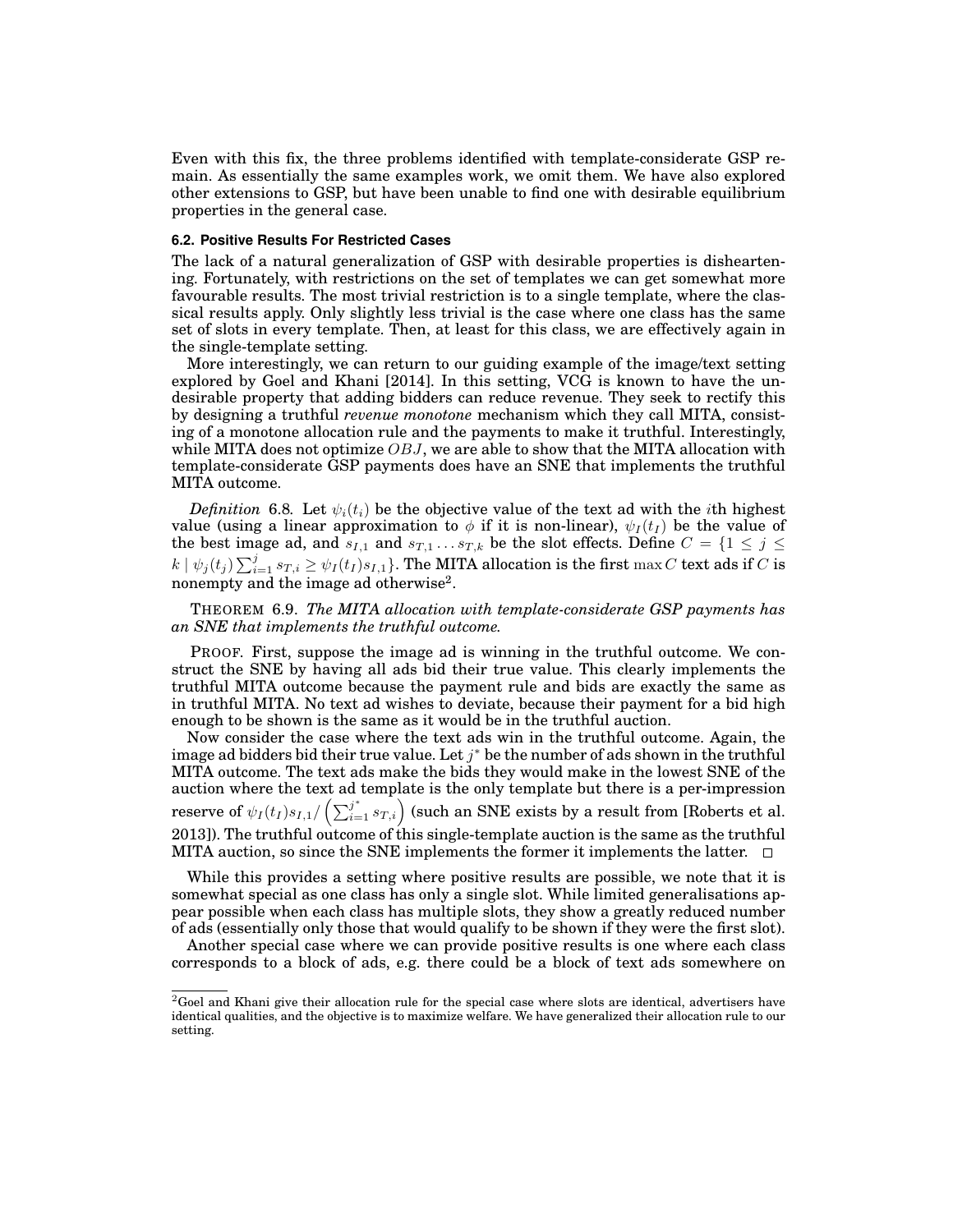Even with this fix, the three problems identified with template-considerate GSP remain. As essentially the same examples work, we omit them. We have also explored other extensions to GSP, but have been unable to find one with desirable equilibrium properties in the general case.

### 6.2. Positive Results For Restricted Cases

The lack of a natural generalization of GSP with desirable properties is disheartening. Fortunately, with restrictions on the set of templates we can get somewhat more favourable results. The most trivial restriction is to a single template, where the classical results apply. Only slightly less trivial is the case where one class has the same set of slots in every template. Then, at least for this class, we are effectively again in the single-template setting.

More interestingly, we can return to our guiding example of the image/text setting explored by Goel and Khani [2014]. In this setting, VCG is known to have the undesirable property that adding bidders can reduce revenue. They seek to rectify this by designing a truthful *revenue monotone* mechanism which they call MITA, consisting of a monotone allocation rule and the payments to make it truthful. Interestingly, while MITA does not optimize $OBJ$, we are able to show that the MITA allocation with template-considerate GSP payments does have an SNE that implements the truthful MITA outcome.

*Definition* 6.8. Let $\psi_i(t_i)$ be the objective value of the text ad with the $i$th highest value (using a linear approximation to $\phi$ if it is non-linear), $\psi_I(t_I)$ be the value of the best image ad, and $s_{I,1}$ and $s_{T,1} \dots s_{T,k}$ be the slot effects. Define $C = \{1 \leq j \leq k \mid \psi_j(t_j) \sum_{i=1}^{j} s_{T,i} \geq \psi_I(t_I) s_{I,1}\}$. The MITA allocation is the first $\max C$ text ads if $C$ is nonempty and the image ad otherwise[2].

THEOREM 6.9. *The MITA allocation with template-considerate GSP payments has an SNE that implements the truthful outcome.*

PROOF. First, suppose the image ad is winning in the truthful outcome. We construct the SNE by having all ads bid their true value. This clearly implements the truthful MITA outcome because the payment rule and bids are exactly the same as in truthful MITA. No text ad wishes to deviate, because their payment for a bid high enough to be shown is the same as it would be in the truthful auction.

Now consider the case where the text ads win in the truthful outcome. Again, the image ad bidders bid their true value. Let $j^*$ be the number of ads shown in the truthful MITA outcome. The text ads make the bids they would make in the lowest SNE of the auction where the text ad template is the only template but there is a per-impression reserve of $\psi_I(t_I)s_{I,1}/\left(\sum_{i=1}^{j^*} s_{T,i}\right)$ (such an SNE exists by a result from [Roberts et al. 2013]). The truthful outcome of this single-template auction is the same as the truthful MITA auction, so since the SNE implements the former it implements the latter. $\square$

While this provides a setting where positive results are possible, we note that it is somewhat special as one class has only a single slot. While limited generalisations appear possible when each class has multiple slots, they show a greatly reduced number of ads (essentially only those that would qualify to be shown if they were the first slot).

Another special case where we can provide positive results is one where each class corresponds to a block of ads, e.g. there could be a block of text ads somewhere on

---

[2] Goel and Khani give their allocation rule for the special case where slots are identical, advertisers have identical qualities, and the objective is to maximize welfare. We have generalized their allocation rule to our setting.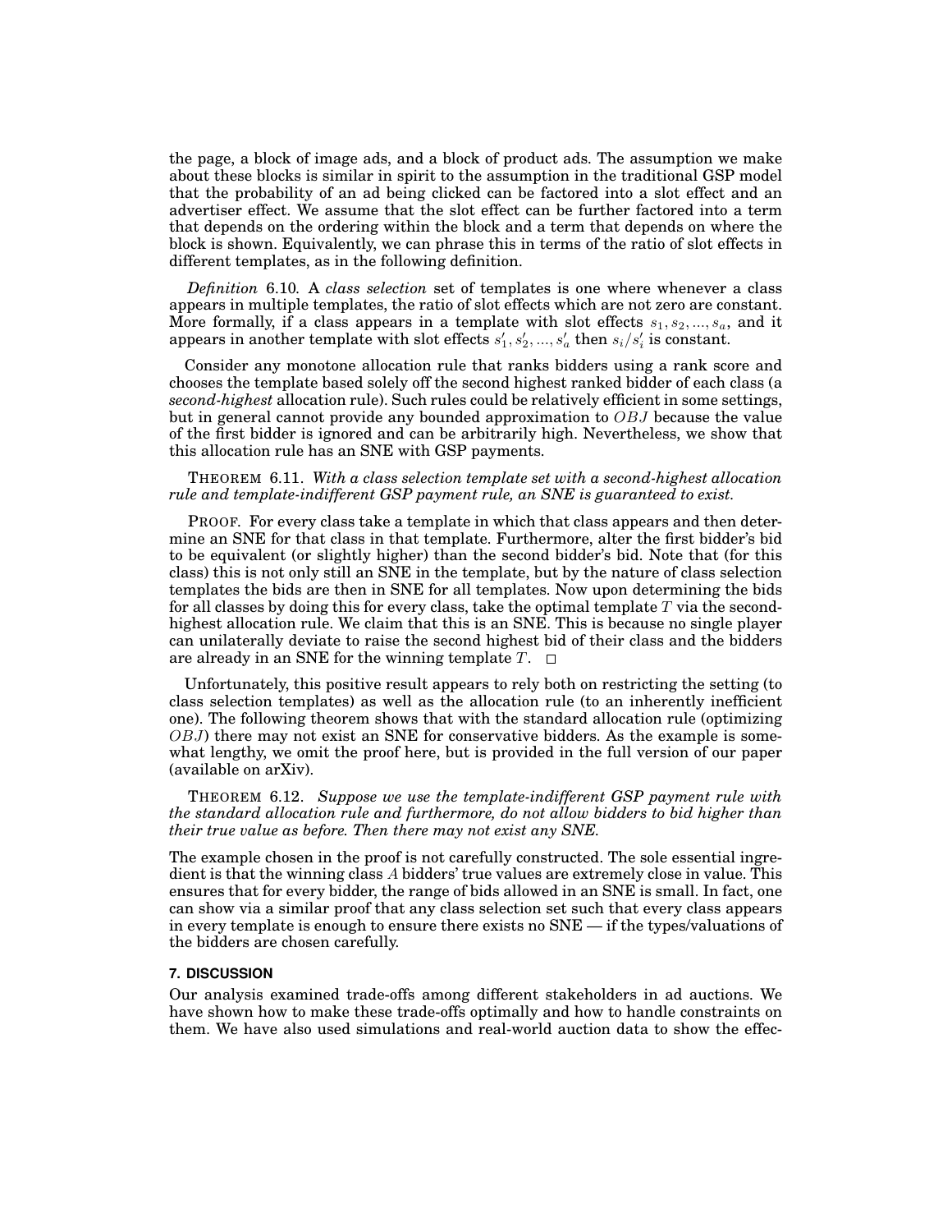the page, a block of image ads, and a block of product ads. The assumption we make about these blocks is similar in spirit to the assumption in the traditional GSP model that the probability of an ad being clicked can be factored into a slot effect and an advertiser effect. We assume that the slot effect can be further factored into a term that depends on the ordering within the block and a term that depends on where the block is shown. Equivalently, we can phrase this in terms of the ratio of slot effects in different templates, as in the following definition.

*Definition* 6.10. A *class selection* set of templates is one where whenever a class appears in multiple templates, the ratio of slot effects which are not zero are constant. More formally, if a class appears in a template with slot effects $s_1, s_2, ..., s_a$, and it appears in another template with slot effects $s'_1, s'_2, ..., s'_a$ then $s_i/s'_i$ is constant.

Consider any monotone allocation rule that ranks bidders using a rank score and chooses the template based solely off the second highest ranked bidder of each class (a *second-highest* allocation rule). Such rules could be relatively efficient in some settings, but in general cannot provide any bounded approximation to $OBJ$ because the value of the first bidder is ignored and can be arbitrarily high. Nevertheless, we show that this allocation rule has an SNE with GSP payments.

THEOREM 6.11. *With a class selection template set with a second-highest allocation rule and template-indifferent GSP payment rule, an SNE is guaranteed to exist.*

PROOF. For every class take a template in which that class appears and then determine an SNE for that class in that template. Furthermore, alter the first bidder's bid to be equivalent (or slightly higher) than the second bidder's bid. Note that (for this class) this is not only still an SNE in the template, but by the nature of class selection templates the bids are then in SNE for all templates. Now upon determining the bids for all classes by doing this for every class, take the optimal template $T$ via the second-highest allocation rule. We claim that this is an SNE. This is because no single player can unilaterally deviate to raise the second highest bid of their class and the bidders are already in an SNE for the winning template $T$. □

Unfortunately, this positive result appears to rely both on restricting the setting (to class selection templates) as well as the allocation rule (to an inherently inefficient one). The following theorem shows that with the standard allocation rule (optimizing $OBJ$) there may not exist an SNE for conservative bidders. As the example is somewhat lengthy, we omit the proof here, but is provided in the full version of our paper (available on arXiv).

THEOREM 6.12. *Suppose we use the template-indifferent GSP payment rule with the standard allocation rule and furthermore, do not allow bidders to bid higher than their true value as before. Then there may not exist any SNE.*

The example chosen in the proof is not carefully constructed. The sole essential ingredient is that the winning class $A$ bidders' true values are extremely close in value. This ensures that for every bidder, the range of bids allowed in an SNE is small. In fact, one can show via a similar proof that any class selection set such that every class appears in every template is enough to ensure there exists no SNE — if the types/valuations of the bidders are chosen carefully.

## 7. DISCUSSION

Our analysis examined trade-offs among different stakeholders in ad auctions. We have shown how to make these trade-offs optimally and how to handle constraints on them. We have also used simulations and real-world auction data to show the effec-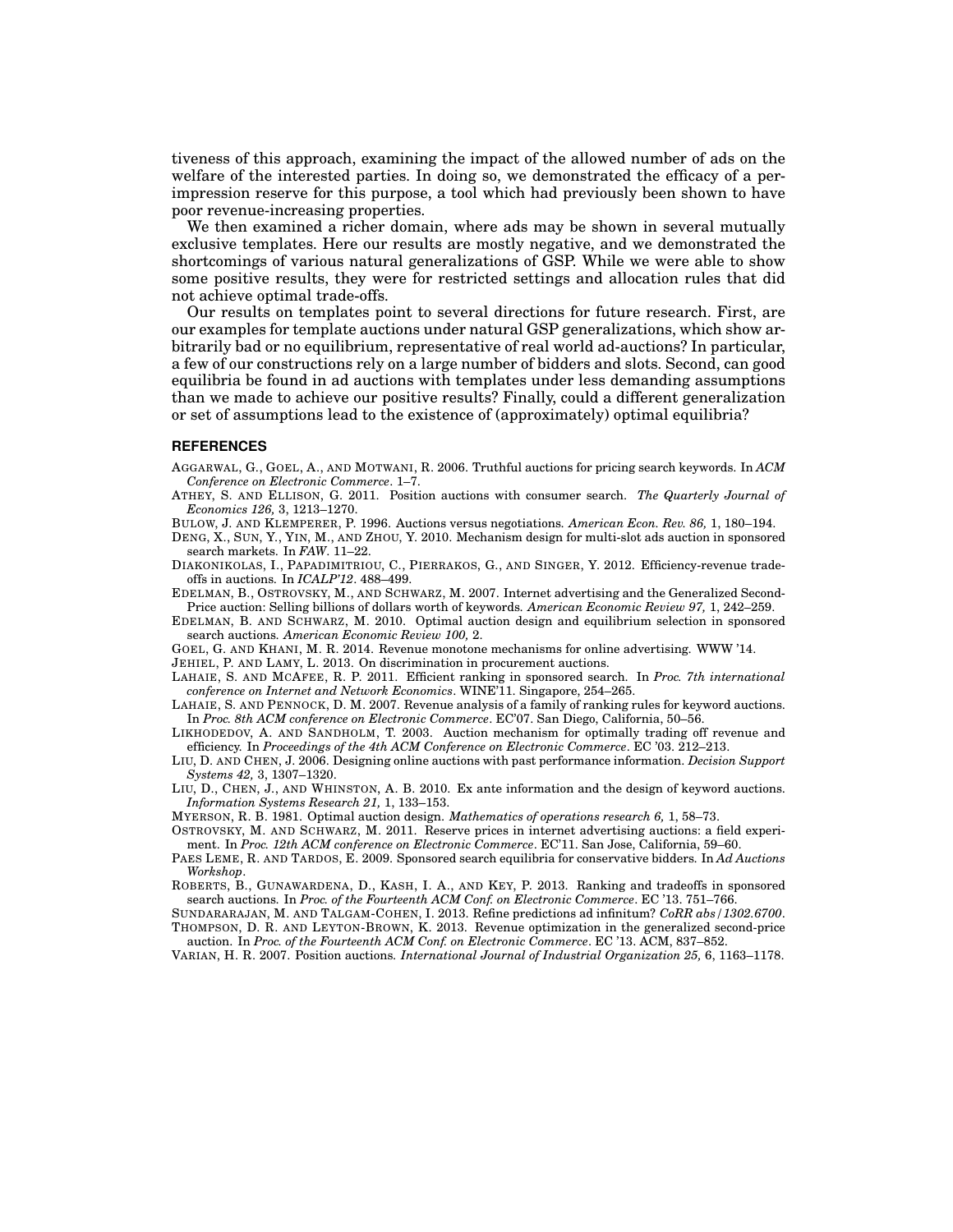tiveness of this approach, examining the impact of the allowed number of ads on the welfare of the interested parties. In doing so, we demonstrated the efficacy of a per-impression reserve for this purpose, a tool which had previously been shown to have poor revenue-increasing properties.

We then examined a richer domain, where ads may be shown in several mutually exclusive templates. Here our results are mostly negative, and we demonstrated the shortcomings of various natural generalizations of GSP. While we were able to show some positive results, they were for restricted settings and allocation rules that did not achieve optimal trade-offs.

Our results on templates point to several directions for future research. First, are our examples for template auctions under natural GSP generalizations, which show arbitrarily bad or no equilibrium, representative of real world ad-auctions? In particular, a few of our constructions rely on a large number of bidders and slots. Second, can good equilibria be found in ad auctions with templates under less demanding assumptions than we made to achieve our positive results? Finally, could a different generalization or set of assumptions lead to the existence of (approximately) optimal equilibria?

## REFERENCES

AGGARWAL, G., GOEL, A., AND MOTWANI, R. 2006. Truthful auctions for pricing search keywords. In *ACM Conference on Electronic Commerce*. 1–7.

ATHEY, S. AND ELLISON, G. 2011. Position auctions with consumer search. *The Quarterly Journal of Economics 126,* 3, 1213–1270.

BULOW, J. AND KLEMPERER, P. 1996. Auctions versus negotiations. *American Econ. Rev. 86,* 1, 180–194.

DENG, X., SUN, Y., YIN, M., AND ZHOU, Y. 2010. Mechanism design for multi-slot ads auction in sponsored search markets. In *FAW*. 11–22.

DIAKONIKOLAS, I., PAPADIMITRIOU, C., PIERRAKOS, G., AND SINGER, Y. 2012. Efficiency-revenue trade-offs in auctions. In *ICALP'12*. 488–499.

EDELMAN, B., OSTROVSKY, M., AND SCHWARZ, M. 2007. Internet advertising and the Generalized Second-Price auction: Selling billions of dollars worth of keywords. *American Economic Review 97,* 1, 242–259.

EDELMAN, B. AND SCHWARZ, M. 2010. Optimal auction design and equilibrium selection in sponsored search auctions. *American Economic Review 100,* 2.

GOEL, G. AND KHANI, M. R. 2014. Revenue monotone mechanisms for online advertising. WWW '14.

JEHIEL, P. AND LAMY, L. 2013. On discrimination in procurement auctions.

LAHAIE, S. AND MCAFEE, R. P. 2011. Efficient ranking in sponsored search. In *Proc. 7th international conference on Internet and Network Economics*. WINE'11. Singapore, 254–265.

LAHAIE, S. AND PENNOCK, D. M. 2007. Revenue analysis of a family of ranking rules for keyword auctions. In *Proc. 8th ACM conference on Electronic Commerce*. EC'07. San Diego, California, 50–56.

LIKHODEDOV, A. AND SANDHOLM, T. 2003. Auction mechanism for optimally trading off revenue and efficiency. In *Proceedings of the 4th ACM Conference on Electronic Commerce*. EC '03. 212–213.

LIU, D. AND CHEN, J. 2006. Designing online auctions with past performance information. *Decision Support Systems 42,* 3, 1307–1320.

LIU, D., CHEN, J., AND WHINSTON, A. B. 2010. Ex ante information and the design of keyword auctions. *Information Systems Research 21,* 1, 133–153.

MYERSON, R. B. 1981. Optimal auction design. *Mathematics of operations research 6,* 1, 58–73.

OSTROVSKY, M. AND SCHWARZ, M. 2011. Reserve prices in internet advertising auctions: a field experiment. In *Proc. 12th ACM conference on Electronic Commerce*. EC'11. San Jose, California, 59–60.

PAES LEME, R. AND TARDOS, E. 2009. Sponsored search equilibria for conservative bidders. In *Ad Auctions Workshop*.

ROBERTS, B., GUNAWARDENA, D., KASH, I. A., AND KEY, P. 2013. Ranking and tradeoffs in sponsored search auctions. In *Proc. of the Fourteenth ACM Conf. on Electronic Commerce*. EC '13. 751–766.

SUNDARARAJAN, M. AND TALGAM-COHEN, I. 2013. Refine predictions ad infinitum? *CoRR abs/1302.6700*.

THOMPSON, D. R. AND LEYTON-BROWN, K. 2013. Revenue optimization in the generalized second-price auction. In *Proc. of the Fourteenth ACM Conf. on Electronic Commerce*. EC '13. ACM, 837–852.

VARIAN, H. R. 2007. Position auctions. *International Journal of Industrial Organization 25,* 6, 1163–1178.